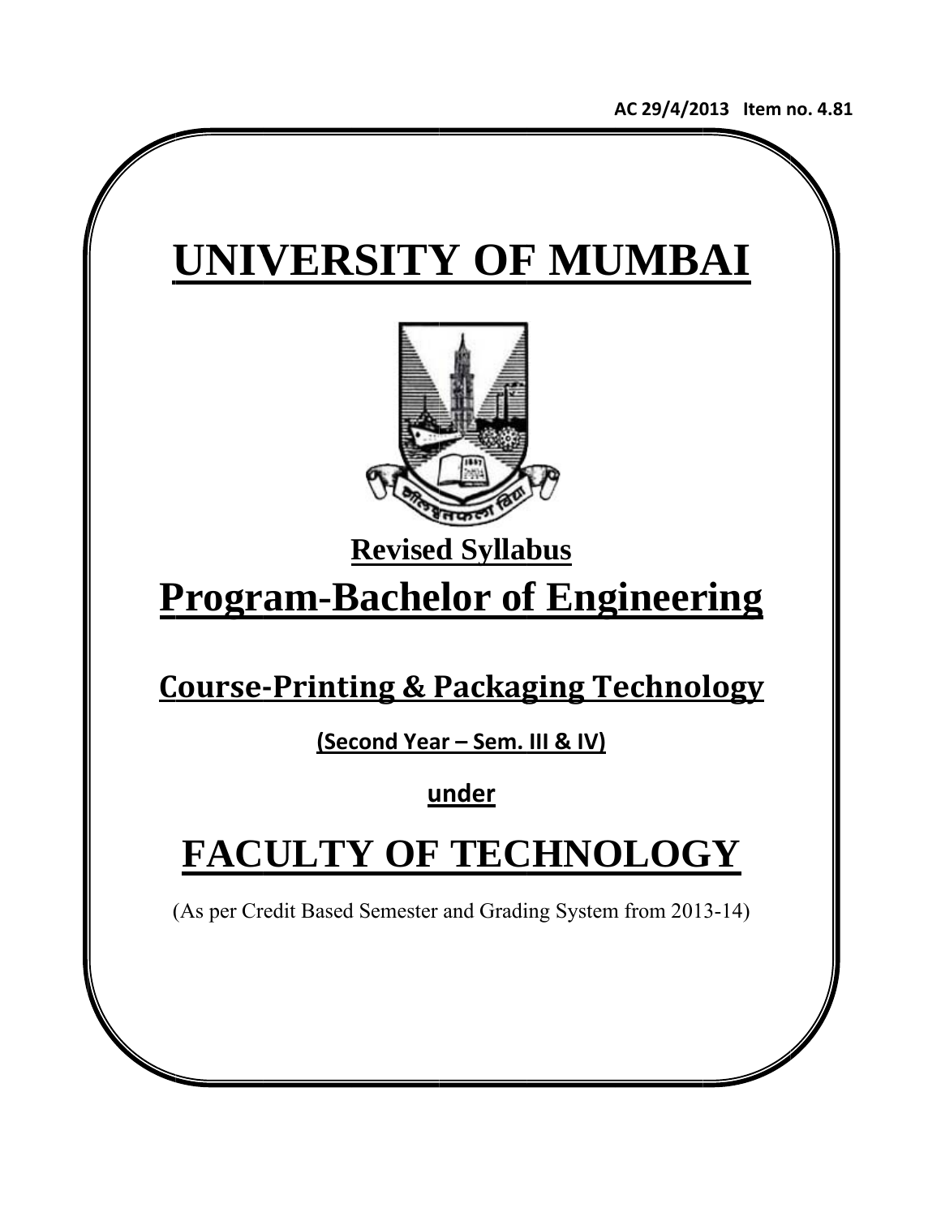AC 29/4/2013 Item no. 4.81

# UNIVERSITY OF MUMBAI

## Revised Syllabus

# Program-Bachelor of Engineering

## Course-Printing & Packaging Technology

**(Second Year – Sem. III & IV)**

**under**

# FACULTY OF TECHNOLOGY

(As per Credit Based Semester and Grading System from 2013-14)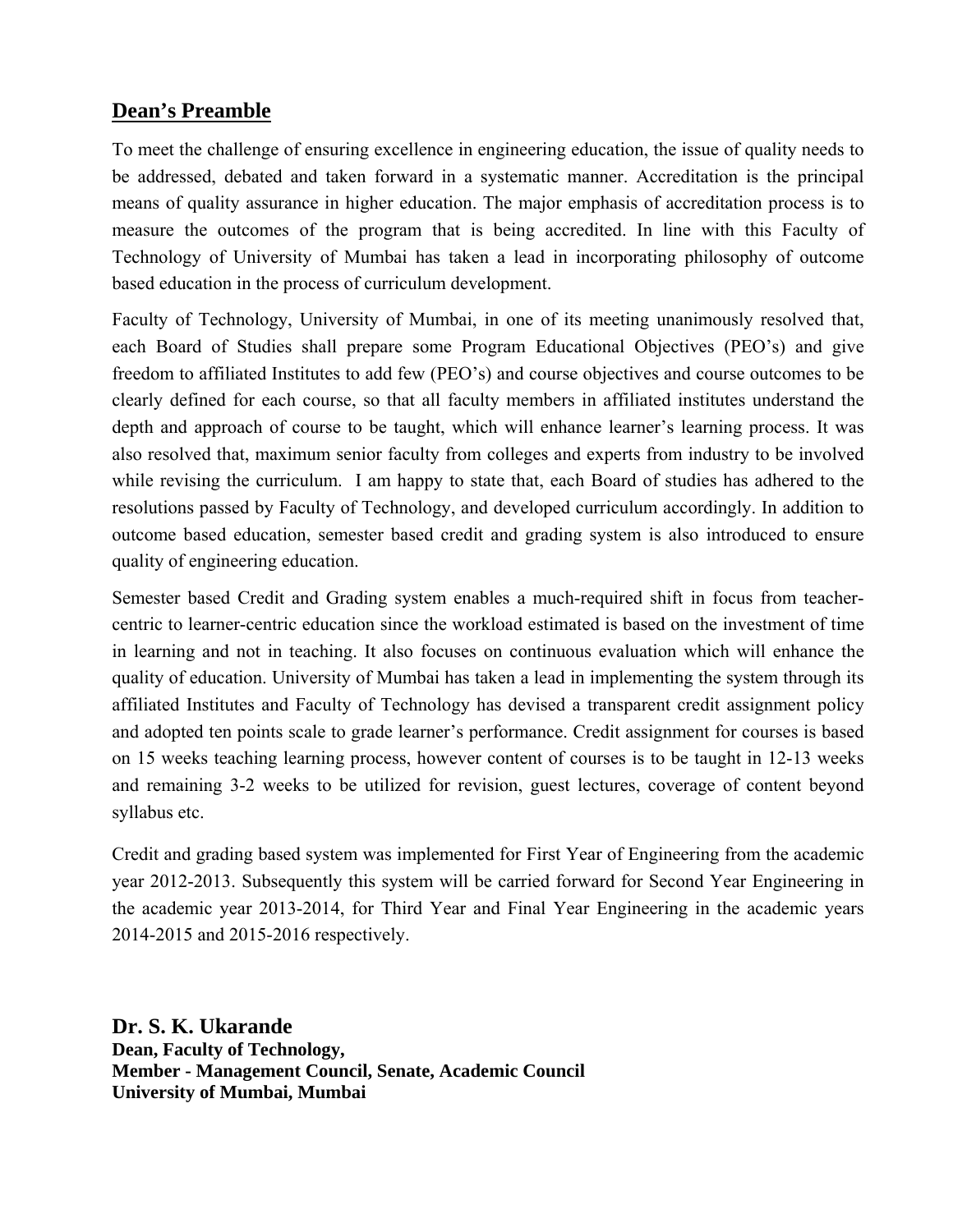## Dean's Preamble

To meet the challenge of ensuring excellence in engineering education, the issue of quality needs to be addressed, debated and taken forward in a systematic manner. Accreditation is the principal means of quality assurance in higher education. The major emphasis of accreditation process is to measure the outcomes of the program that is being accredited. In line with this Faculty of Technology of University of Mumbai has taken a lead in incorporating philosophy of outcome based education in the process of curriculum development.

Faculty of Technology, University of Mumbai, in one of its meeting unanimously resolved that, each Board of Studies shall prepare some Program Educational Objectives (PEO's) and give freedom to affiliated Institutes to add few (PEO's) and course objectives and course outcomes to be clearly defined for each course, so that all faculty members in affiliated institutes understand the depth and approach of course to be taught, which will enhance learner's learning process. It was also resolved that, maximum senior faculty from colleges and experts from industry to be involved while revising the curriculum. I am happy to state that, each Board of studies has adhered to the resolutions passed by Faculty of Technology, and developed curriculum accordingly. In addition to outcome based education, semester based credit and grading system is also introduced to ensure quality of engineering education.

Semester based Credit and Grading system enables a much-required shift in focus from teacher-centric to learner-centric education since the workload estimated is based on the investment of time in learning and not in teaching. It also focuses on continuous evaluation which will enhance the quality of education. University of Mumbai has taken a lead in implementing the system through its affiliated Institutes and Faculty of Technology has devised a transparent credit assignment policy and adopted ten points scale to grade learner's performance. Credit assignment for courses is based on 15 weeks teaching learning process, however content of courses is to be taught in 12-13 weeks and remaining 3-2 weeks to be utilized for revision, guest lectures, coverage of content beyond syllabus etc.

Credit and grading based system was implemented for First Year of Engineering from the academic year 2012-2013. Subsequently this system will be carried forward for Second Year Engineering in the academic year 2013-2014, for Third Year and Final Year Engineering in the academic years 2014-2015 and 2015-2016 respectively.

**Dr. S. K. Ukarande**
**Dean, Faculty of Technology,**
**Member - Management Council, Senate, Academic Council**
**University of Mumbai, Mumbai**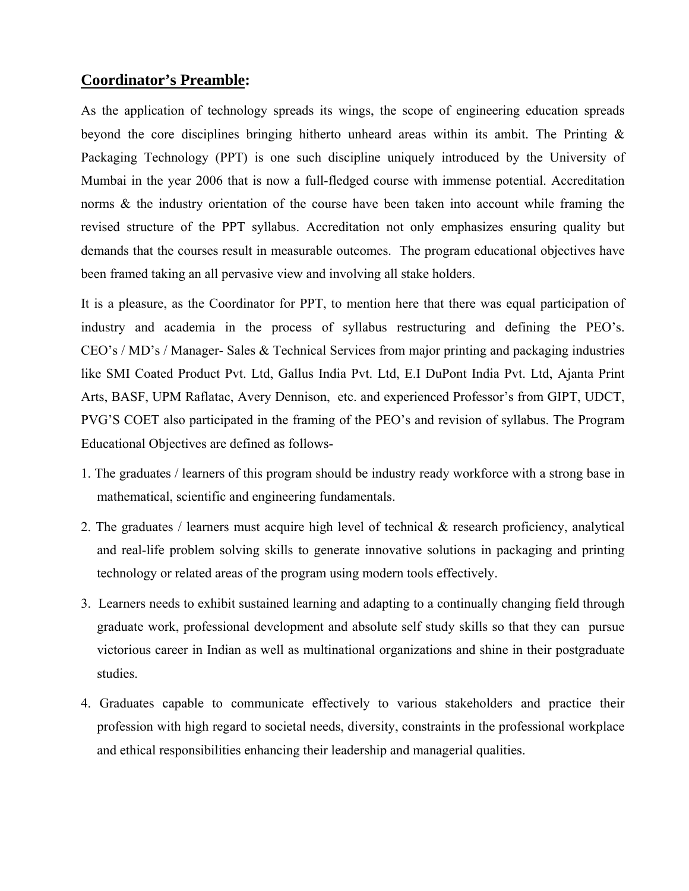## Coordinator's Preamble:

As the application of technology spreads its wings, the scope of engineering education spreads beyond the core disciplines bringing hitherto unheard areas within its ambit. The Printing & Packaging Technology (PPT) is one such discipline uniquely introduced by the University of Mumbai in the year 2006 that is now a full-fledged course with immense potential. Accreditation norms & the industry orientation of the course have been taken into account while framing the revised structure of the PPT syllabus. Accreditation not only emphasizes ensuring quality but demands that the courses result in measurable outcomes. The program educational objectives have been framed taking an all pervasive view and involving all stake holders.

It is a pleasure, as the Coordinator for PPT, to mention here that there was equal participation of industry and academia in the process of syllabus restructuring and defining the PEO's. CEO's / MD's / Manager- Sales & Technical Services from major printing and packaging industries like SMI Coated Product Pvt. Ltd, Gallus India Pvt. Ltd, E.I DuPont India Pvt. Ltd, Ajanta Print Arts, BASF, UPM Raflatac, Avery Dennison, etc. and experienced Professor's from GIPT, UDCT, PVG'S COET also participated in the framing of the PEO's and revision of syllabus. The Program Educational Objectives are defined as follows-

1. The graduates / learners of this program should be industry ready workforce with a strong base in mathematical, scientific and engineering fundamentals.
2. The graduates / learners must acquire high level of technical & research proficiency, analytical and real-life problem solving skills to generate innovative solutions in packaging and printing technology or related areas of the program using modern tools effectively.
3. Learners needs to exhibit sustained learning and adapting to a continually changing field through graduate work, professional development and absolute self study skills so that they can pursue victorious career in Indian as well as multinational organizations and shine in their postgraduate studies.
4. Graduates capable to communicate effectively to various stakeholders and practice their profession with high regard to societal needs, diversity, constraints in the professional workplace and ethical responsibilities enhancing their leadership and managerial qualities.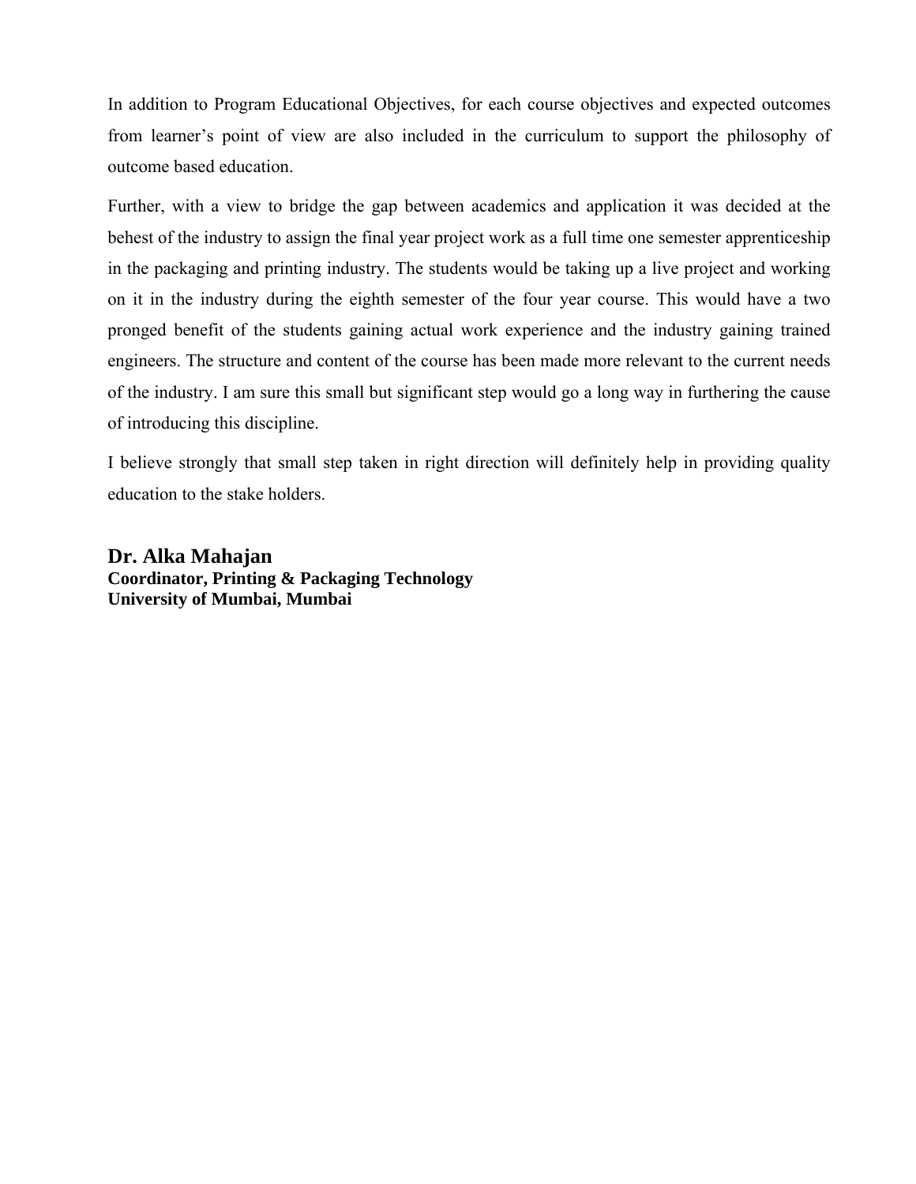In addition to Program Educational Objectives, for each course objectives and expected outcomes from learner's point of view are also included in the curriculum to support the philosophy of outcome based education.

Further, with a view to bridge the gap between academics and application it was decided at the behest of the industry to assign the final year project work as a full time one semester apprenticeship in the packaging and printing industry. The students would be taking up a live project and working on it in the industry during the eighth semester of the four year course. This would have a two pronged benefit of the students gaining actual work experience and the industry gaining trained engineers. The structure and content of the course has been made more relevant to the current needs of the industry. I am sure this small but significant step would go a long way in furthering the cause of introducing this discipline.

I believe strongly that small step taken in right direction will definitely help in providing quality education to the stake holders.

**Dr. Alka Mahajan**
**Coordinator, Printing & Packaging Technology**
**University of Mumbai, Mumbai**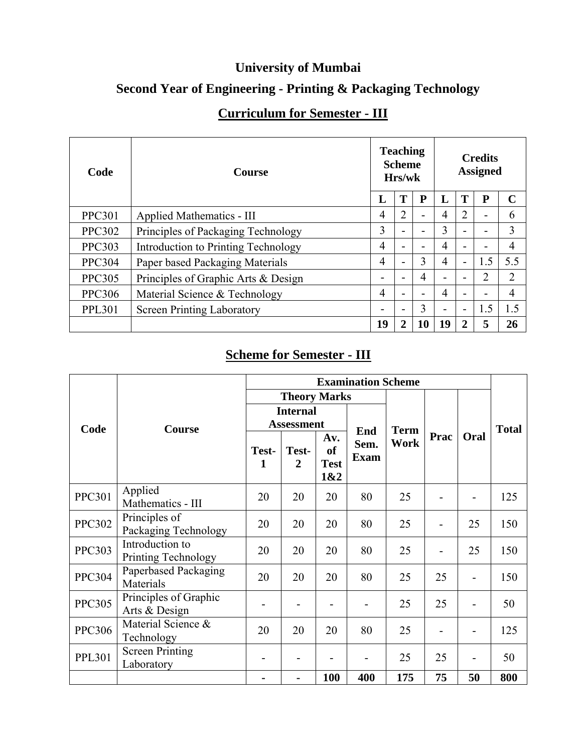# University of Mumbai

## Second Year of Engineering - Printing & Packaging Technology

## Curriculum for Semester - III

| Code | Course | Teaching Scheme Hrs/wk | | | Credits Assigned | | | |
|---|---|---|---|---|---|---|---|---|
| | | L | T | P | L | T | P | C |
| PPC301 | Applied Mathematics - III | 4 | 2 | - | 4 | 2 | - | 6 |
| PPC302 | Principles of Packaging Technology | 3 | - | - | 3 | - | - | 3 |
| PPC303 | Introduction to Printing Technology | 4 | - | - | 4 | - | - | 4 |
| PPC304 | Paper based Packaging Materials | 4 | - | 3 | 4 | - | 1.5 | 5.5 |
| PPC305 | Principles of Graphic Arts & Design | - | - | 4 | - | - | 2 | 2 |
| PPC306 | Material Science & Technology | 4 | - | - | 4 | - | - | 4 |
| PPL301 | Screen Printing Laboratory | - | - | 3 | - | - | 1.5 | 1.5 |
| | | **19** | **2** | **10** | **19** | **2** | **5** | **26** |

## Scheme for Semester - III

| Code | Course | Examination Scheme | | | | | | | Total |
|---|---|---|---|---|---|---|---|---|---|
| | | Theory Marks | | | | Term Work | Prac | Oral | |
| | | Internal Assessment | | | End Sem. Exam | | | | |
| | | Test-1 | Test-2 | Av. of Test 1&2 | | | | | |
| PPC301 | Applied Mathematics - III | 20 | 20 | 20 | 80 | 25 | - | - | 125 |
| PPC302 | Principles of Packaging Technology | 20 | 20 | 20 | 80 | 25 | - | 25 | 150 |
| PPC303 | Introduction to Printing Technology | 20 | 20 | 20 | 80 | 25 | - | 25 | 150 |
| PPC304 | Paperbased Packaging Materials | 20 | 20 | 20 | 80 | 25 | 25 | - | 150 |
| PPC305 | Principles of Graphic Arts & Design | - | - | - | - | 25 | 25 | - | 50 |
| PPC306 | Material Science & Technology | 20 | 20 | 20 | 80 | 25 | - | - | 125 |
| PPL301 | Screen Printing Laboratory | - | - | - | - | 25 | 25 | - | 50 |
| | | **-** | **-** | **100** | **400** | **175** | **75** | **50** | **800** |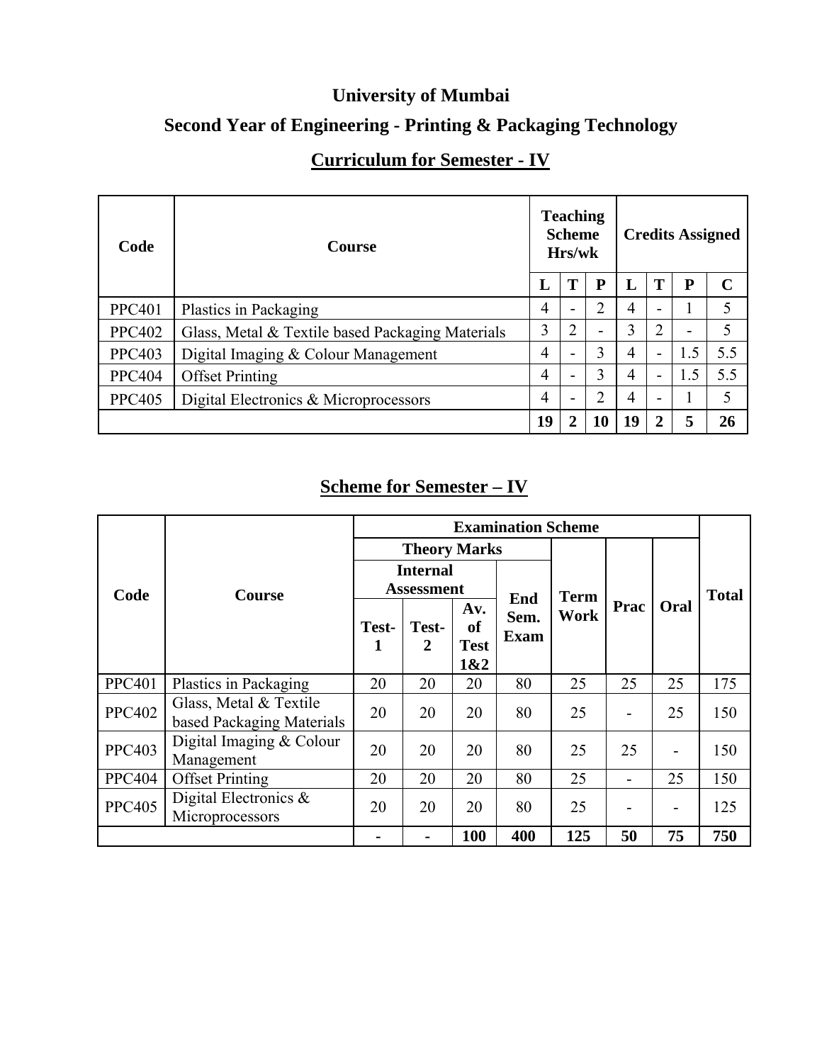# University of Mumbai

## Second Year of Engineering - Printing & Packaging Technology

## Curriculum for Semester - IV

| Code | Course | Teaching Scheme Hrs/wk | | | Credits Assigned | | | |
|---|---|---|---|---|---|---|---|---|
| | | L | T | P | L | T | P | C |
| PPC401 | Plastics in Packaging | 4 | - | 2 | 4 | - | 1 | 5 |
| PPC402 | Glass, Metal & Textile based Packaging Materials | 3 | 2 | - | 3 | 2 | - | 5 |
| PPC403 | Digital Imaging & Colour Management | 4 | - | 3 | 4 | - | 1.5 | 5.5 |
| PPC404 | Offset Printing | 4 | - | 3 | 4 | - | 1.5 | 5.5 |
| PPC405 | Digital Electronics & Microprocessors | 4 | - | 2 | 4 | - | 1 | 5 |
| | | **19** | **2** | **10** | **19** | **2** | **5** | **26** |

## Scheme for Semester – IV

| Code | Course | Examination Scheme | | | | | | | Total |
|---|---|---|---|---|---|---|---|---|---|
| | | Theory Marks | | | | Term Work | Prac | Oral | |
| | | Internal Assessment | | | End Sem. Exam | | | | |
| | | Test-1 | Test-2 | Av. of Test 1&2 | | | | | |
| PPC401 | Plastics in Packaging | 20 | 20 | 20 | 80 | 25 | 25 | 25 | 175 |
| PPC402 | Glass, Metal & Textile based Packaging Materials | 20 | 20 | 20 | 80 | 25 | - | 25 | 150 |
| PPC403 | Digital Imaging & Colour Management | 20 | 20 | 20 | 80 | 25 | 25 | - | 150 |
| PPC404 | Offset Printing | 20 | 20 | 20 | 80 | 25 | - | 25 | 150 |
| PPC405 | Digital Electronics & Microprocessors | 20 | 20 | 20 | 80 | 25 | - | - | 125 |
| | | - | - | **100** | **400** | **125** | **50** | **75** | **750** |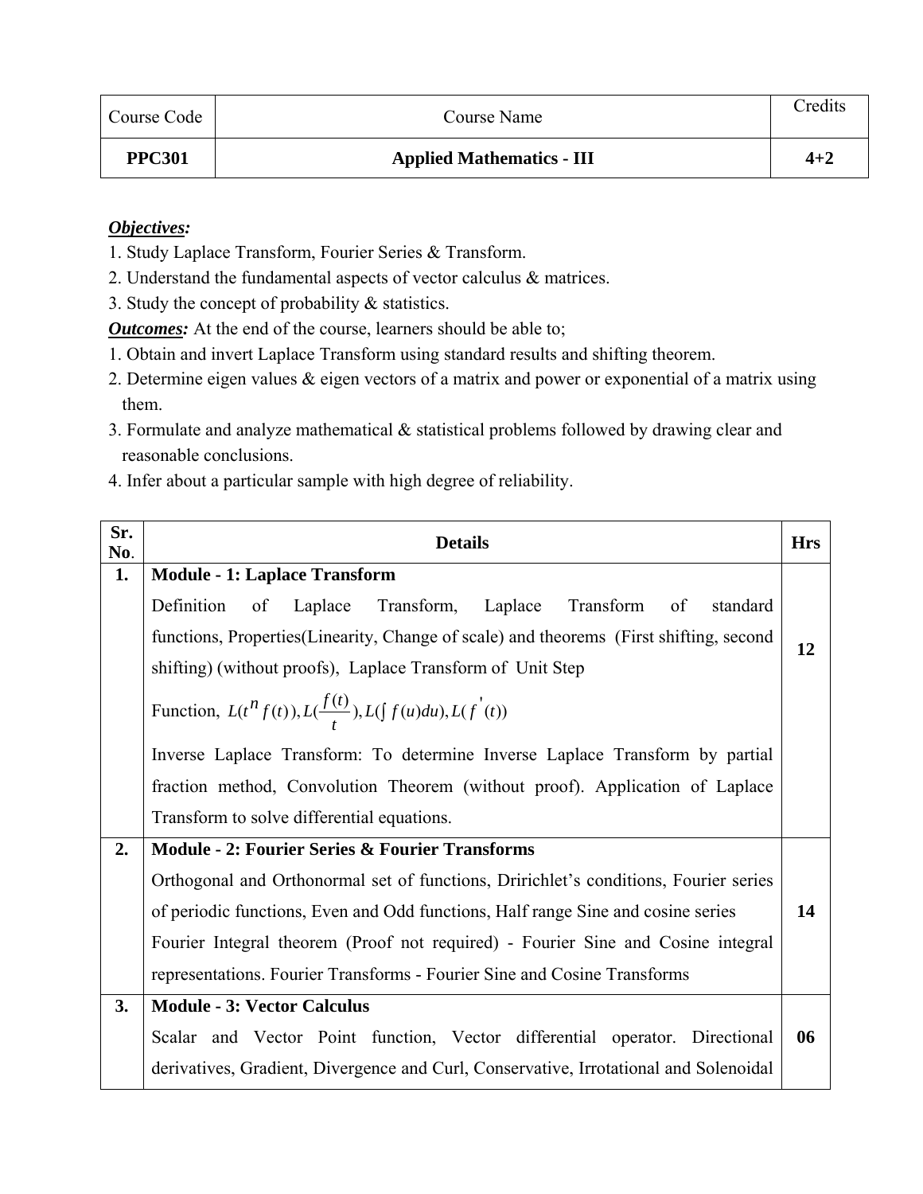| Course Code | Course Name | Credits |
| --- | --- | --- |
| **PPC301** | **Applied Mathematics - III** | **4+2** |

***Objectives:***

1. Study Laplace Transform, Fourier Series & Transform.
2. Understand the fundamental aspects of vector calculus & matrices.
3. Study the concept of probability & statistics.

***Outcomes:*** At the end of the course, learners should be able to;

1. Obtain and invert Laplace Transform using standard results and shifting theorem.
2. Determine eigen values & eigen vectors of a matrix and power or exponential of a matrix using them.
3. Formulate and analyze mathematical & statistical problems followed by drawing clear and reasonable conclusions.
4. Infer about a particular sample with high degree of reliability.

| Sr. No. | Details | Hrs |
| --- | --- | --- |
| **1.** | **Module - 1: Laplace Transform** Definition of Laplace Transform, Laplace Transform of standard functions, Properties(Linearity, Change of scale) and theorems (First shifting, second shifting) (without proofs), Laplace Transform of Unit Step Function, $L(t^n f(t)), L(\frac{f(t)}{t}), L(\int f(u)du), L(f'(t))$ Inverse Laplace Transform: To determine Inverse Laplace Transform by partial fraction method, Convolution Theorem (without proof). Application of Laplace Transform to solve differential equations. | **12** |
| **2.** | **Module - 2: Fourier Series & Fourier Transforms** Orthogonal and Orthonormal set of functions, Dririchlet's conditions, Fourier series of periodic functions, Even and Odd functions, Half range Sine and cosine series Fourier Integral theorem (Proof not required) - Fourier Sine and Cosine integral representations. Fourier Transforms - Fourier Sine and Cosine Transforms | **14** |
| **3.** | **Module - 3: Vector Calculus** Scalar and Vector Point function, Vector differential operator. Directional derivatives, Gradient, Divergence and Curl, Conservative, Irrotational and Solenoidal | **06** |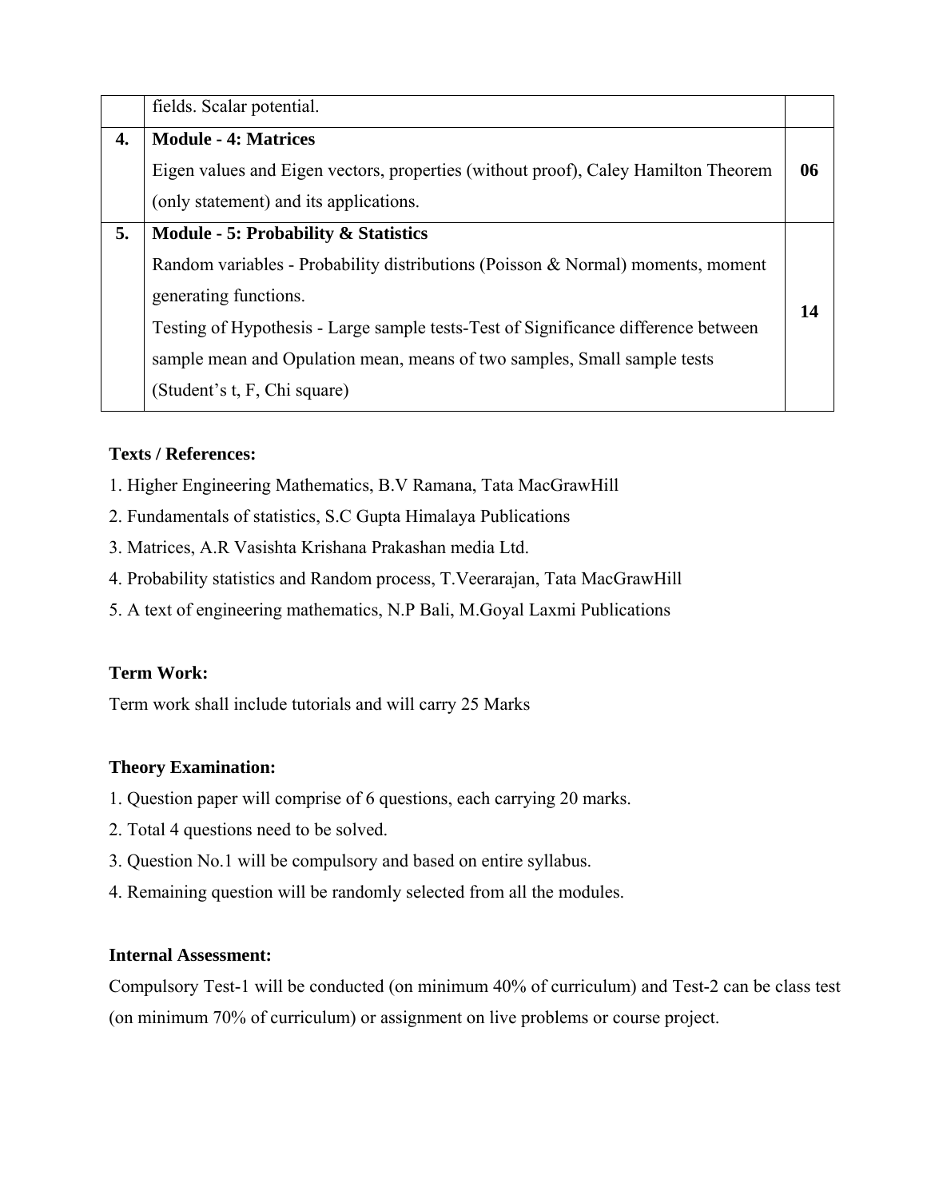|  |  |  |
|---|---|---|
|  | fields. Scalar potential. |  |
| **4.** | **Module - 4: Matrices**<br>Eigen values and Eigen vectors, properties (without proof), Caley Hamilton Theorem (only statement) and its applications. | **06** |
| **5.** | **Module - 5: Probability & Statistics**<br>Random variables - Probability distributions (Poisson & Normal) moments, moment generating functions.<br>Testing of Hypothesis - Large sample tests-Test of Significance difference between sample mean and Opulation mean, means of two samples, Small sample tests (Student's t, F, Chi square) | **14** |

**Texts / References:**

1. Higher Engineering Mathematics, B.V Ramana, Tata MacGrawHill
2. Fundamentals of statistics, S.C Gupta Himalaya Publications
3. Matrices, A.R Vasishta Krishana Prakashan media Ltd.
4. Probability statistics and Random process, T.Veerarajan, Tata MacGrawHill
5. A text of engineering mathematics, N.P Bali, M.Goyal Laxmi Publications

**Term Work:**

Term work shall include tutorials and will carry 25 Marks

**Theory Examination:**

1. Question paper will comprise of 6 questions, each carrying 20 marks.
2. Total 4 questions need to be solved.
3. Question No.1 will be compulsory and based on entire syllabus.
4. Remaining question will be randomly selected from all the modules.

**Internal Assessment:**

Compulsory Test-1 will be conducted (on minimum 40% of curriculum) and Test-2 can be class test (on minimum 70% of curriculum) or assignment on live problems or course project.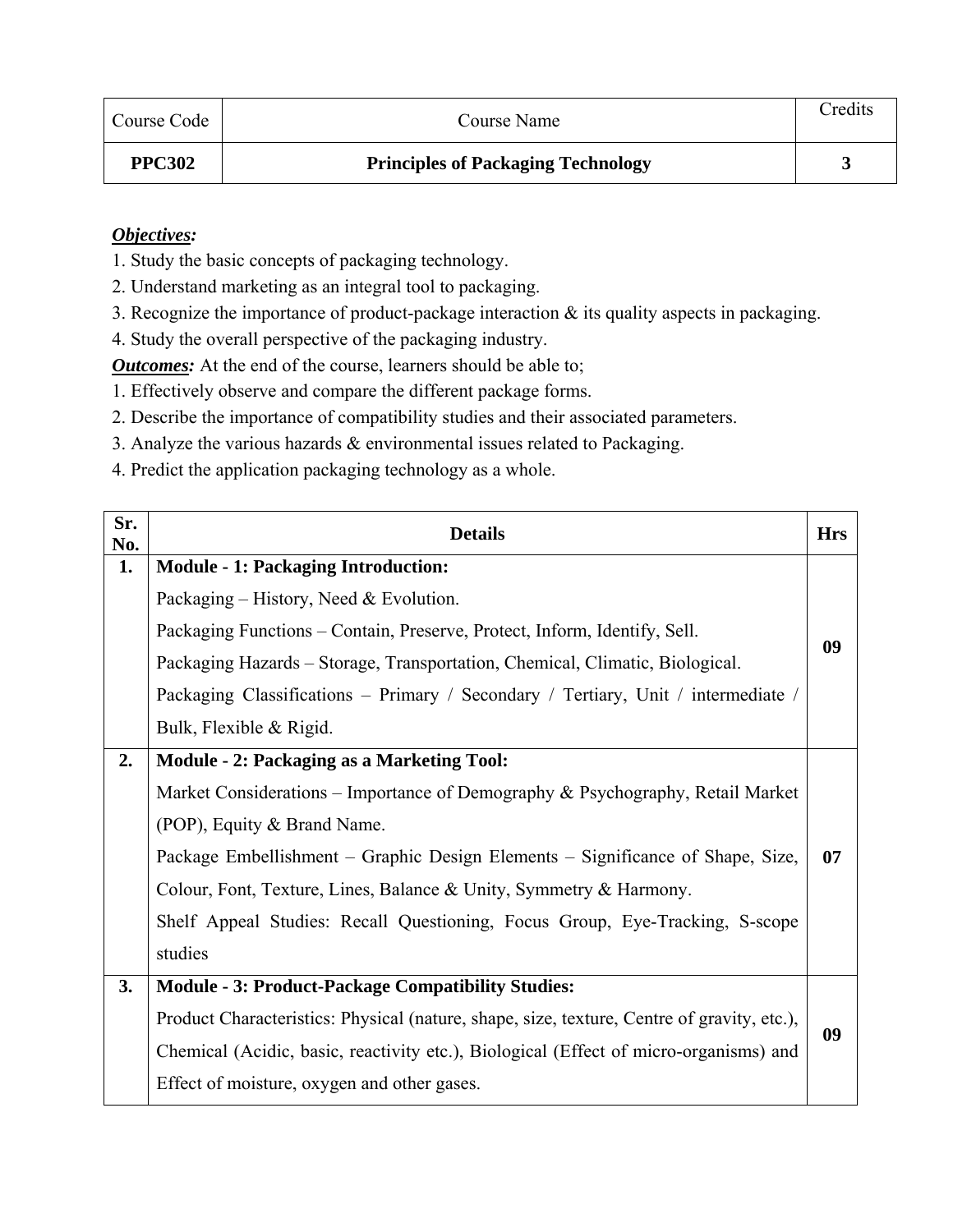| Course Code | Course Name | Credits |
|---|---|---|
| **PPC302** | **Principles of Packaging Technology** | **3** |

***Objectives:***

1. Study the basic concepts of packaging technology.
2. Understand marketing as an integral tool to packaging.
3. Recognize the importance of product-package interaction & its quality aspects in packaging.
4. Study the overall perspective of the packaging industry.

***Outcomes:*** At the end of the course, learners should be able to;

1. Effectively observe and compare the different package forms.
2. Describe the importance of compatibility studies and their associated parameters.
3. Analyze the various hazards & environmental issues related to Packaging.
4. Predict the application packaging technology as a whole.

| Sr. No. | Details | Hrs |
|---|---|---|
| **1.** | **Module - 1: Packaging Introduction:**<br>Packaging – History, Need & Evolution.<br>Packaging Functions – Contain, Preserve, Protect, Inform, Identify, Sell.<br>Packaging Hazards – Storage, Transportation, Chemical, Climatic, Biological.<br>Packaging Classifications – Primary / Secondary / Tertiary, Unit / intermediate / Bulk, Flexible & Rigid. | **09** |
| **2.** | **Module - 2: Packaging as a Marketing Tool:**<br>Market Considerations – Importance of Demography & Psychography, Retail Market (POP), Equity & Brand Name.<br>Package Embellishment – Graphic Design Elements – Significance of Shape, Size, Colour, Font, Texture, Lines, Balance & Unity, Symmetry & Harmony.<br>Shelf Appeal Studies: Recall Questioning, Focus Group, Eye-Tracking, S-scope studies | **07** |
| **3.** | **Module - 3: Product-Package Compatibility Studies:**<br>Product Characteristics: Physical (nature, shape, size, texture, Centre of gravity, etc.), Chemical (Acidic, basic, reactivity etc.), Biological (Effect of micro-organisms) and Effect of moisture, oxygen and other gases. | **09** |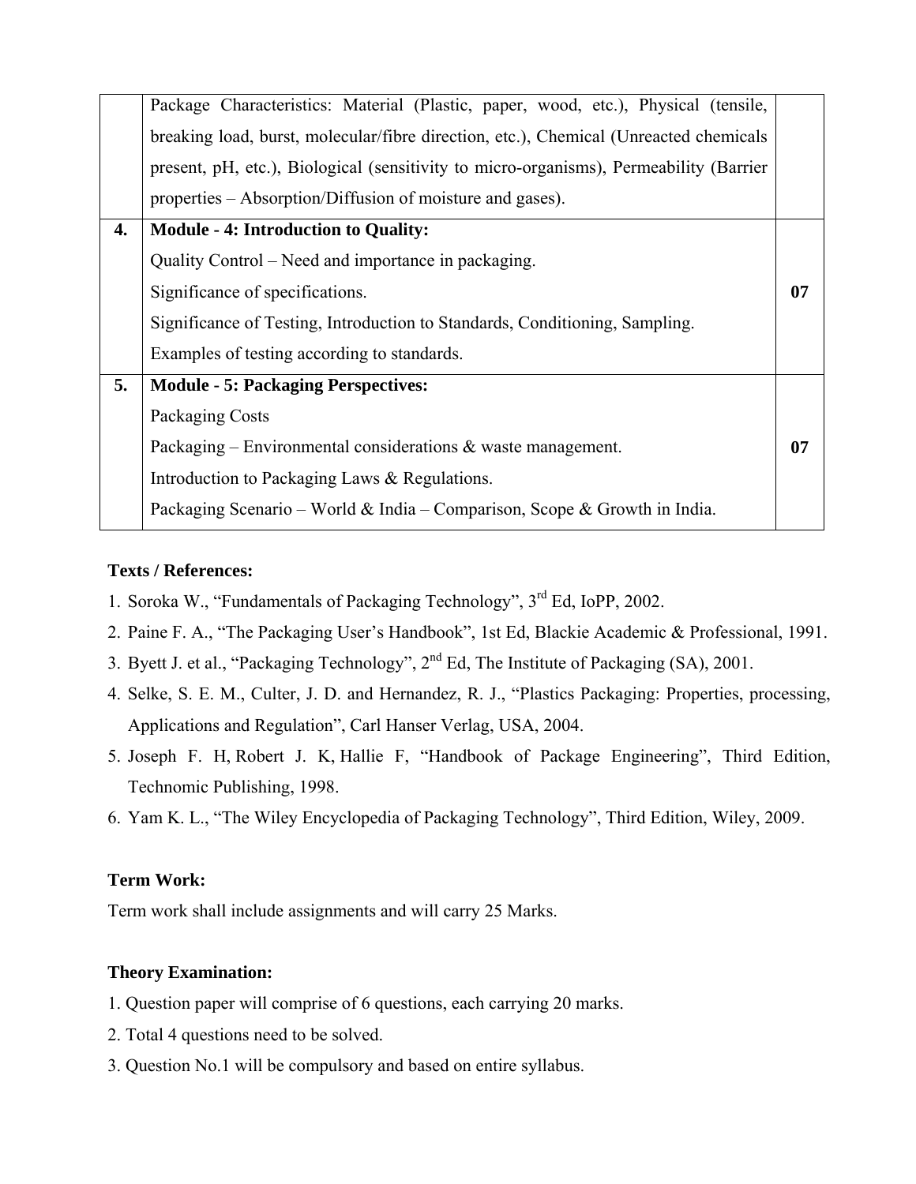|  |  |  |
|---|---|---|
|  | Package Characteristics: Material (Plastic, paper, wood, etc.), Physical (tensile, breaking load, burst, molecular/fibre direction, etc.), Chemical (Unreacted chemicals present, pH, etc.), Biological (sensitivity to micro-organisms), Permeability (Barrier properties – Absorption/Diffusion of moisture and gases). |  |
| **4.** | **Module - 4: Introduction to Quality:**<br>Quality Control – Need and importance in packaging.<br>Significance of specifications.<br>Significance of Testing, Introduction to Standards, Conditioning, Sampling.<br>Examples of testing according to standards. | **07** |
| **5.** | **Module - 5: Packaging Perspectives:**<br>Packaging Costs<br>Packaging – Environmental considerations & waste management.<br>Introduction to Packaging Laws & Regulations.<br>Packaging Scenario – World & India – Comparison, Scope & Growth in India. | **07** |

**Texts / References:**

1. Soroka W., "Fundamentals of Packaging Technology", 3rd Ed, IoPP, 2002.
2. Paine F. A., "The Packaging User's Handbook", 1st Ed, Blackie Academic & Professional, 1991.
3. Byett J. et al., "Packaging Technology", 2nd Ed, The Institute of Packaging (SA), 2001.
4. Selke, S. E. M., Culter, J. D. and Hernandez, R. J., "Plastics Packaging: Properties, processing, Applications and Regulation", Carl Hanser Verlag, USA, 2004.
5. Joseph F. H, Robert J. K, Hallie F, "Handbook of Package Engineering", Third Edition, Technomic Publishing, 1998.
6. Yam K. L., "The Wiley Encyclopedia of Packaging Technology", Third Edition, Wiley, 2009.

**Term Work:**

Term work shall include assignments and will carry 25 Marks.

**Theory Examination:**

1. Question paper will comprise of 6 questions, each carrying 20 marks.
2. Total 4 questions need to be solved.
3. Question No.1 will be compulsory and based on entire syllabus.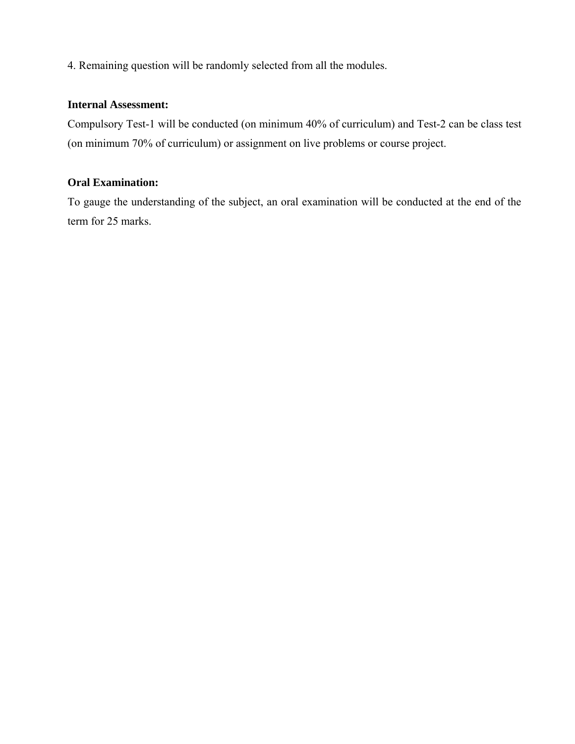4. Remaining question will be randomly selected from all the modules.

**Internal Assessment:**

Compulsory Test-1 will be conducted (on minimum 40% of curriculum) and Test-2 can be class test (on minimum 70% of curriculum) or assignment on live problems or course project.

**Oral Examination:**

To gauge the understanding of the subject, an oral examination will be conducted at the end of the term for 25 marks.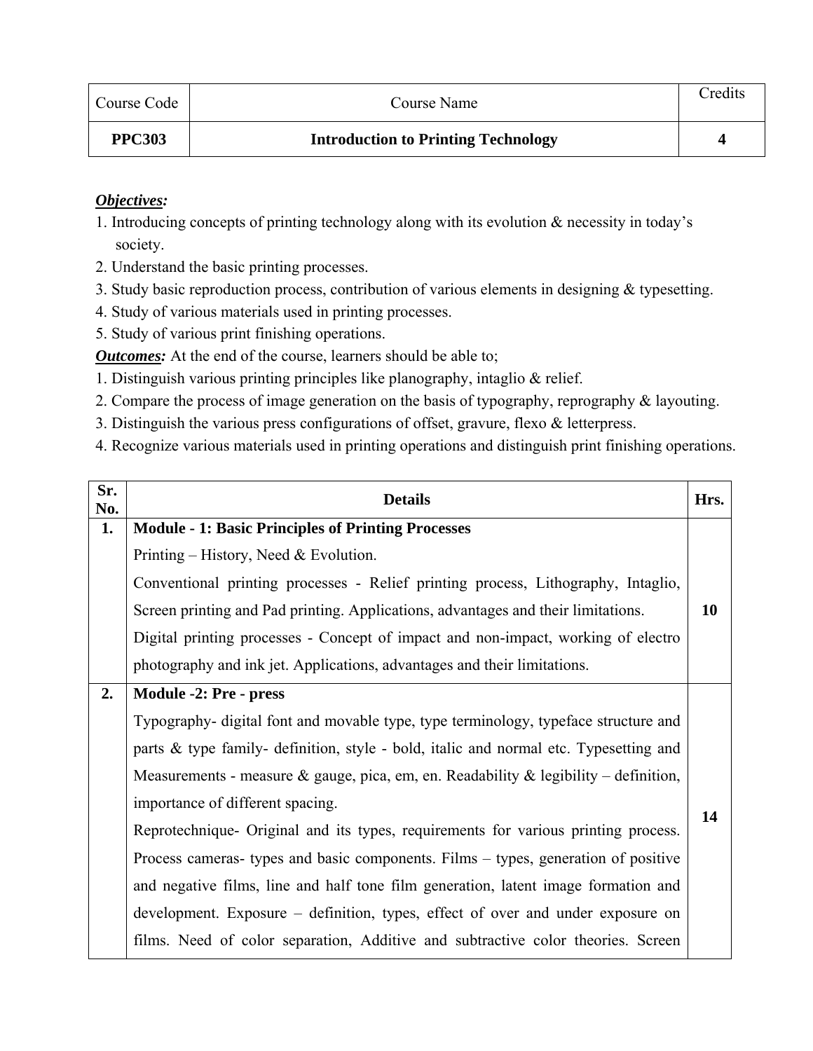| Course Code | Course Name | Credits |
|---|---|---|
| **PPC303** | **Introduction to Printing Technology** | **4** |

***Objectives:***

1. Introducing concepts of printing technology along with its evolution & necessity in today's society.
2. Understand the basic printing processes.
3. Study basic reproduction process, contribution of various elements in designing & typesetting.
4. Study of various materials used in printing processes.
5. Study of various print finishing operations.

***Outcomes:*** At the end of the course, learners should be able to;

1. Distinguish various printing principles like planography, intaglio & relief.
2. Compare the process of image generation on the basis of typography, reprography & layouting.
3. Distinguish the various press configurations of offset, gravure, flexo & letterpress.
4. Recognize various materials used in printing operations and distinguish print finishing operations.

| Sr. No. | Details | Hrs. |
|---|---|---|
| **1.** | **Module - 1: Basic Principles of Printing Processes**<br>Printing – History, Need & Evolution.<br>Conventional printing processes - Relief printing process, Lithography, Intaglio, Screen printing and Pad printing. Applications, advantages and their limitations.<br>Digital printing processes - Concept of impact and non-impact, working of electro photography and ink jet. Applications, advantages and their limitations. | **10** |
| **2.** | **Module -2: Pre - press**<br>Typography- digital font and movable type, type terminology, typeface structure and parts & type family- definition, style - bold, italic and normal etc. Typesetting and Measurements - measure & gauge, pica, em, en. Readability & legibility – definition, importance of different spacing.<br>Reprotechnique- Original and its types, requirements for various printing process. Process cameras- types and basic components. Films – types, generation of positive and negative films, line and half tone film generation, latent image formation and development. Exposure – definition, types, effect of over and under exposure on films. Need of color separation, Additive and subtractive color theories. Screen | **14** |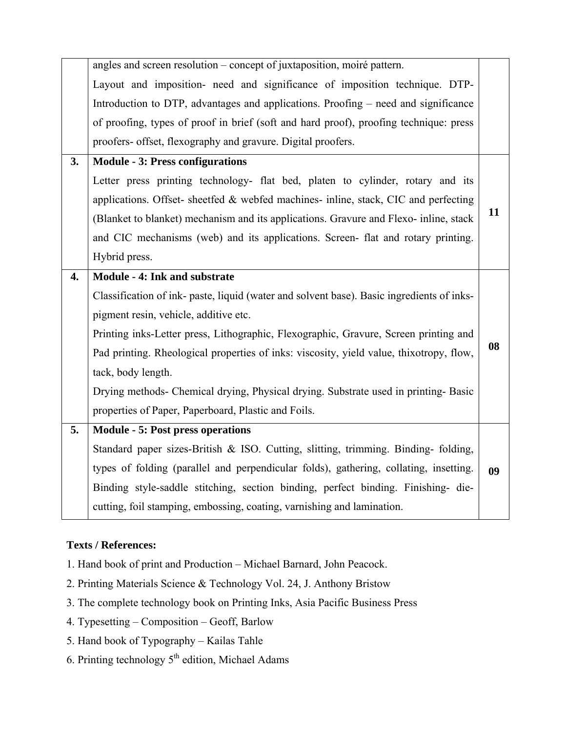| | | |
|---|---|---|
| | angles and screen resolution – concept of juxtaposition, moiré pattern.<br>Layout and imposition- need and significance of imposition technique. DTP-Introduction to DTP, advantages and applications. Proofing – need and significance of proofing, types of proof in brief (soft and hard proof), proofing technique: press proofers- offset, flexography and gravure. Digital proofers. | |
| **3.** | **Module - 3: Press configurations**<br>Letter press printing technology- flat bed, platen to cylinder, rotary and its applications. Offset- sheetfed & webfed machines- inline, stack, CIC and perfecting (Blanket to blanket) mechanism and its applications. Gravure and Flexo- inline, stack and CIC mechanisms (web) and its applications. Screen- flat and rotary printing. Hybrid press. | **11** |
| **4.** | **Module - 4: Ink and substrate**<br>Classification of ink- paste, liquid (water and solvent base). Basic ingredients of inks-pigment resin, vehicle, additive etc.<br>Printing inks-Letter press, Lithographic, Flexographic, Gravure, Screen printing and Pad printing. Rheological properties of inks: viscosity, yield value, thixotropy, flow, tack, body length.<br>Drying methods- Chemical drying, Physical drying. Substrate used in printing- Basic properties of Paper, Paperboard, Plastic and Foils. | **08** |
| **5.** | **Module - 5: Post press operations**<br>Standard paper sizes-British & ISO. Cutting, slitting, trimming. Binding- folding, types of folding (parallel and perpendicular folds), gathering, collating, insetting. Binding style-saddle stitching, section binding, perfect binding. Finishing- die-cutting, foil stamping, embossing, coating, varnishing and lamination. | **09** |

**Texts / References:**

1. Hand book of print and Production – Michael Barnard, John Peacock.
2. Printing Materials Science & Technology Vol. 24, J. Anthony Bristow
3. The complete technology book on Printing Inks, Asia Pacific Business Press
4. Typesetting – Composition – Geoff, Barlow
5. Hand book of Typography – Kailas Tahle
6. Printing technology 5th edition, Michael Adams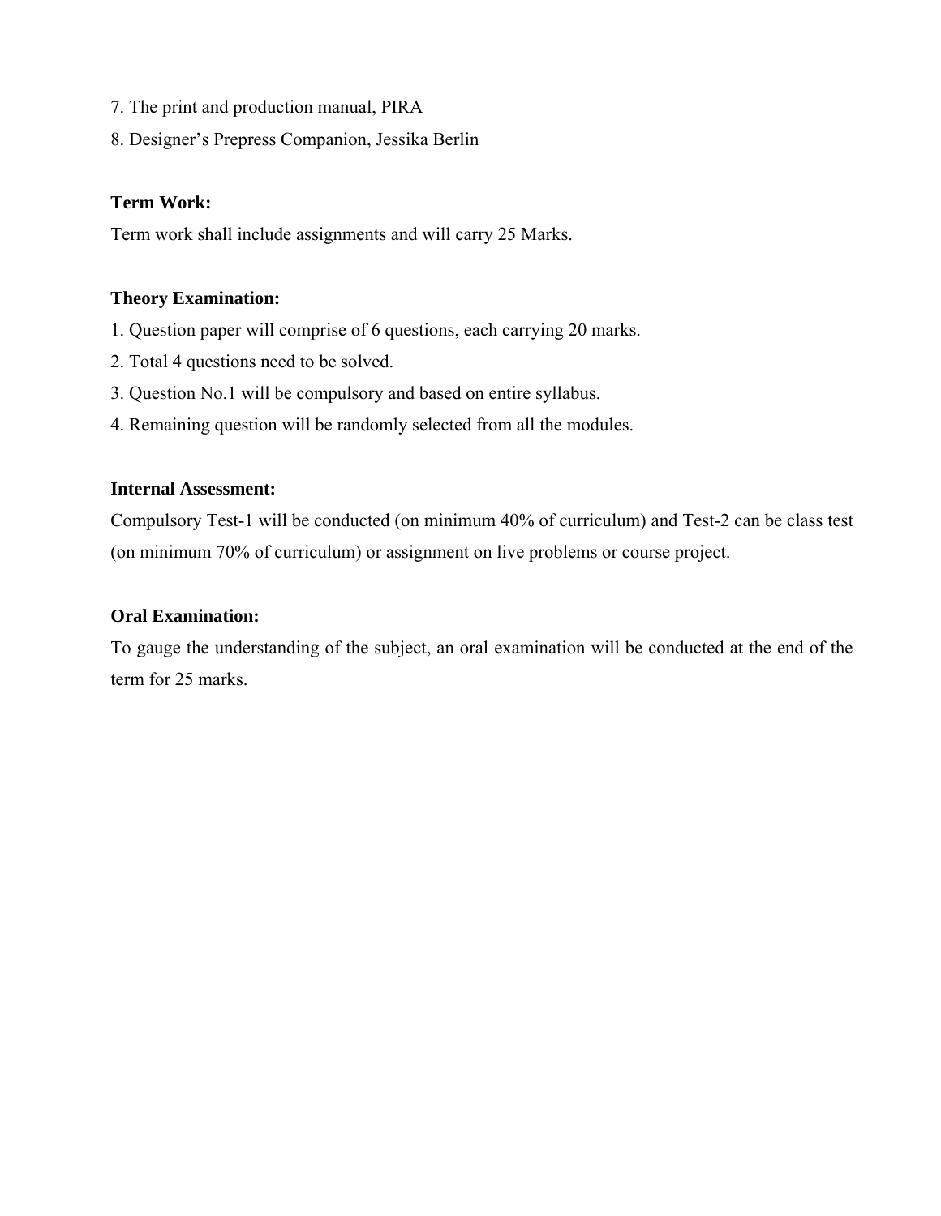7. The print and production manual, PIRA
8. Designer's Prepress Companion, Jessika Berlin

**Term Work:**

Term work shall include assignments and will carry 25 Marks.

**Theory Examination:**

1. Question paper will comprise of 6 questions, each carrying 20 marks.
2. Total 4 questions need to be solved.
3. Question No.1 will be compulsory and based on entire syllabus.
4. Remaining question will be randomly selected from all the modules.

**Internal Assessment:**

Compulsory Test-1 will be conducted (on minimum 40% of curriculum) and Test-2 can be class test (on minimum 70% of curriculum) or assignment on live problems or course project.

**Oral Examination:**

To gauge the understanding of the subject, an oral examination will be conducted at the end of the term for 25 marks.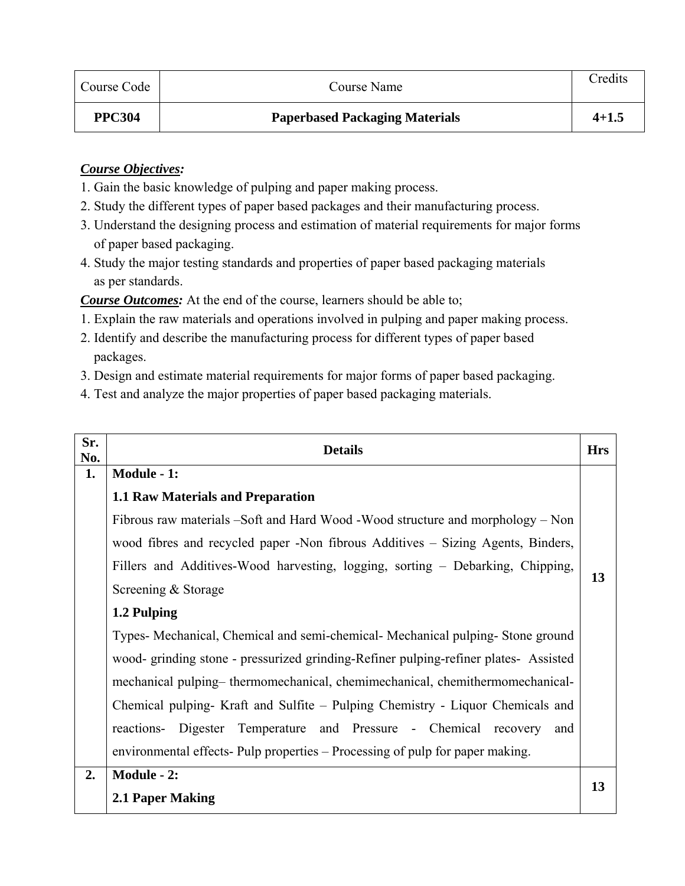| Course Code | Course Name | Credits |
|---|---|---|
| **PPC304** | **Paperbased Packaging Materials** | **4+1.5** |

***Course Objectives:***

1. Gain the basic knowledge of pulping and paper making process.
2. Study the different types of paper based packages and their manufacturing process.
3. Understand the designing process and estimation of material requirements for major forms of paper based packaging.
4. Study the major testing standards and properties of paper based packaging materials as per standards.

***Course Outcomes:*** At the end of the course, learners should be able to;

1. Explain the raw materials and operations involved in pulping and paper making process.
2. Identify and describe the manufacturing process for different types of paper based packages.
3. Design and estimate material requirements for major forms of paper based packaging.
4. Test and analyze the major properties of paper based packaging materials.

| Sr. No. | Details | Hrs |
|---|---|---|
| **1.** | **Module - 1:**<br>**1.1 Raw Materials and Preparation**<br>Fibrous raw materials –Soft and Hard Wood -Wood structure and morphology – Non wood fibres and recycled paper -Non fibrous Additives – Sizing Agents, Binders, Fillers and Additives-Wood harvesting, logging, sorting – Debarking, Chipping, Screening & Storage<br>**1.2 Pulping**<br>Types- Mechanical, Chemical and semi-chemical- Mechanical pulping- Stone ground wood- grinding stone - pressurized grinding-Refiner pulping-refiner plates- Assisted mechanical pulping– thermomechanical, chemimechanical, chemithermomechanical- Chemical pulping- Kraft and Sulfite – Pulping Chemistry - Liquor Chemicals and reactions- Digester Temperature and Pressure - Chemical recovery and environmental effects- Pulp properties – Processing of pulp for paper making. | **13** |
| **2.** | **Module - 2:**<br>**2.1 Paper Making** | **13** |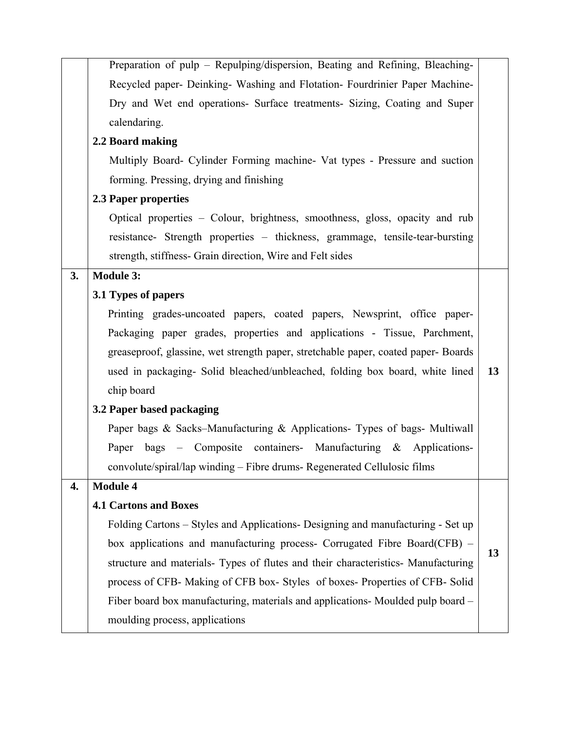| | | |
|---|---|---|
| | Preparation of pulp – Repulping/dispersion, Beating and Refining, Bleaching- Recycled paper- Deinking- Washing and Flotation- Fourdrinier Paper Machine- Dry and Wet end operations- Surface treatments- Sizing, Coating and Super calendaring.<br>**2.2 Board making**<br>Multiply Board- Cylinder Forming machine- Vat types - Pressure and suction forming. Pressing, drying and finishing<br>**2.3 Paper properties**<br>Optical properties – Colour, brightness, smoothness, gloss, opacity and rub resistance- Strength properties – thickness, grammage, tensile-tear-bursting strength, stiffness- Grain direction, Wire and Felt sides | |
| **3.** | **Module 3:**<br>**3.1 Types of papers**<br>Printing grades-uncoated papers, coated papers, Newsprint, office paper- Packaging paper grades, properties and applications - Tissue, Parchment, greaseproof, glassine, wet strength paper, stretchable paper, coated paper- Boards used in packaging- Solid bleached/unbleached, folding box board, white lined chip board<br>**3.2 Paper based packaging**<br>Paper bags & Sacks–Manufacturing & Applications- Types of bags- Multiwall Paper bags – Composite containers- Manufacturing & Applications- convolute/spiral/lap winding – Fibre drums- Regenerated Cellulosic films | **13** |
| **4.** | **Module 4**<br>**4.1 Cartons and Boxes**<br>Folding Cartons – Styles and Applications- Designing and manufacturing - Set up box applications and manufacturing process- Corrugated Fibre Board(CFB) – structure and materials- Types of flutes and their characteristics- Manufacturing process of CFB- Making of CFB box- Styles of boxes- Properties of CFB- Solid Fiber board box manufacturing, materials and applications- Moulded pulp board – moulding process, applications | **13** |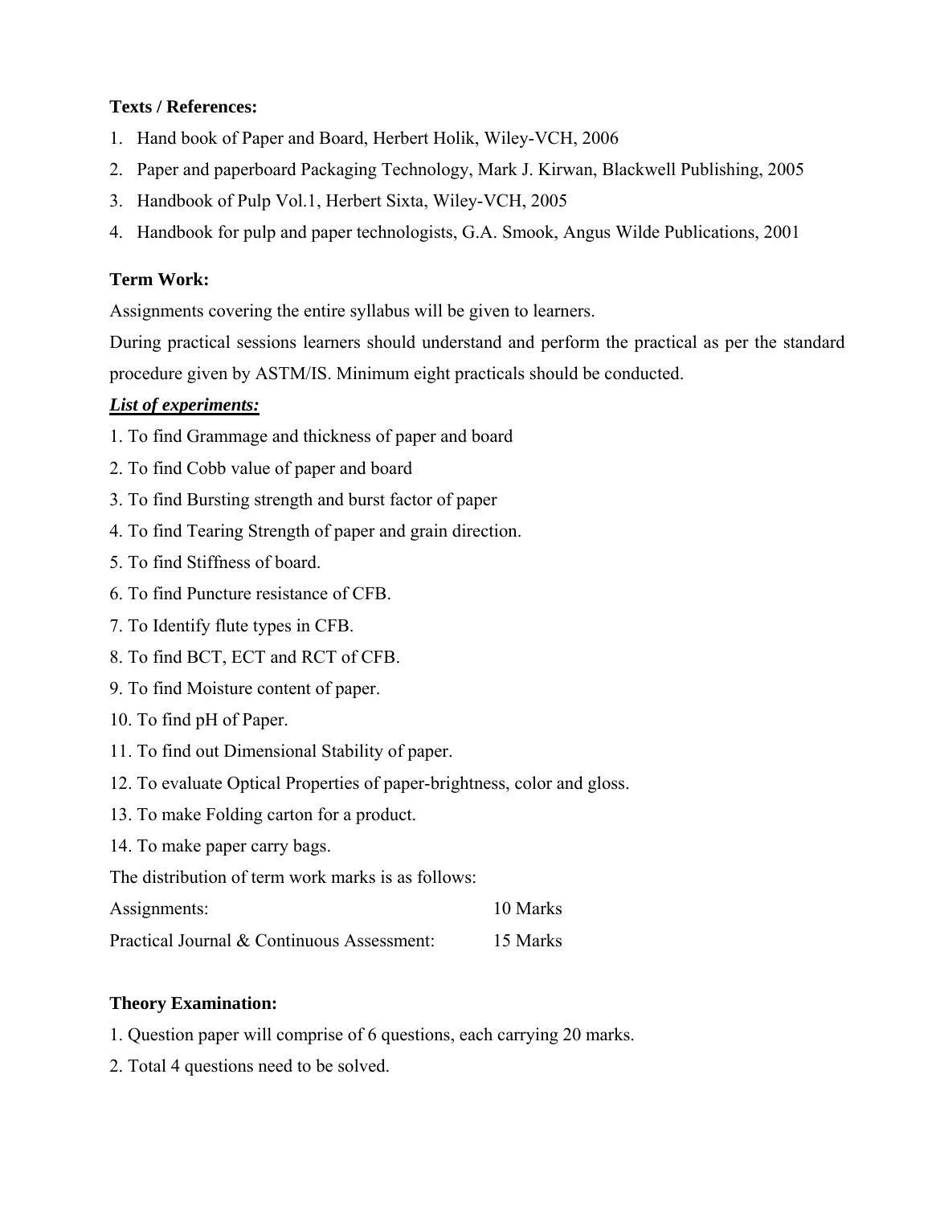**Texts / References:**

1. Hand book of Paper and Board, Herbert Holik, Wiley-VCH, 2006
2. Paper and paperboard Packaging Technology, Mark J. Kirwan, Blackwell Publishing, 2005
3. Handbook of Pulp Vol.1, Herbert Sixta, Wiley-VCH, 2005
4. Handbook for pulp and paper technologists, G.A. Smook, Angus Wilde Publications, 2001

**Term Work:**

Assignments covering the entire syllabus will be given to learners.

During practical sessions learners should understand and perform the practical as per the standard procedure given by ASTM/IS. Minimum eight practicals should be conducted.

***List of experiments:***

1. To find Grammage and thickness of paper and board
2. To find Cobb value of paper and board
3. To find Bursting strength and burst factor of paper
4. To find Tearing Strength of paper and grain direction.
5. To find Stiffness of board.
6. To find Puncture resistance of CFB.
7. To Identify flute types in CFB.
8. To find BCT, ECT and RCT of CFB.
9. To find Moisture content of paper.
10. To find pH of Paper.
11. To find out Dimensional Stability of paper.
12. To evaluate Optical Properties of paper-brightness, color and gloss.
13. To make Folding carton for a product.
14. To make paper carry bags.

The distribution of term work marks is as follows:

| | |
|---|---|
| Assignments: | 10 Marks |
| Practical Journal & Continuous Assessment: | 15 Marks |

**Theory Examination:**

1. Question paper will comprise of 6 questions, each carrying 20 marks.
2. Total 4 questions need to be solved.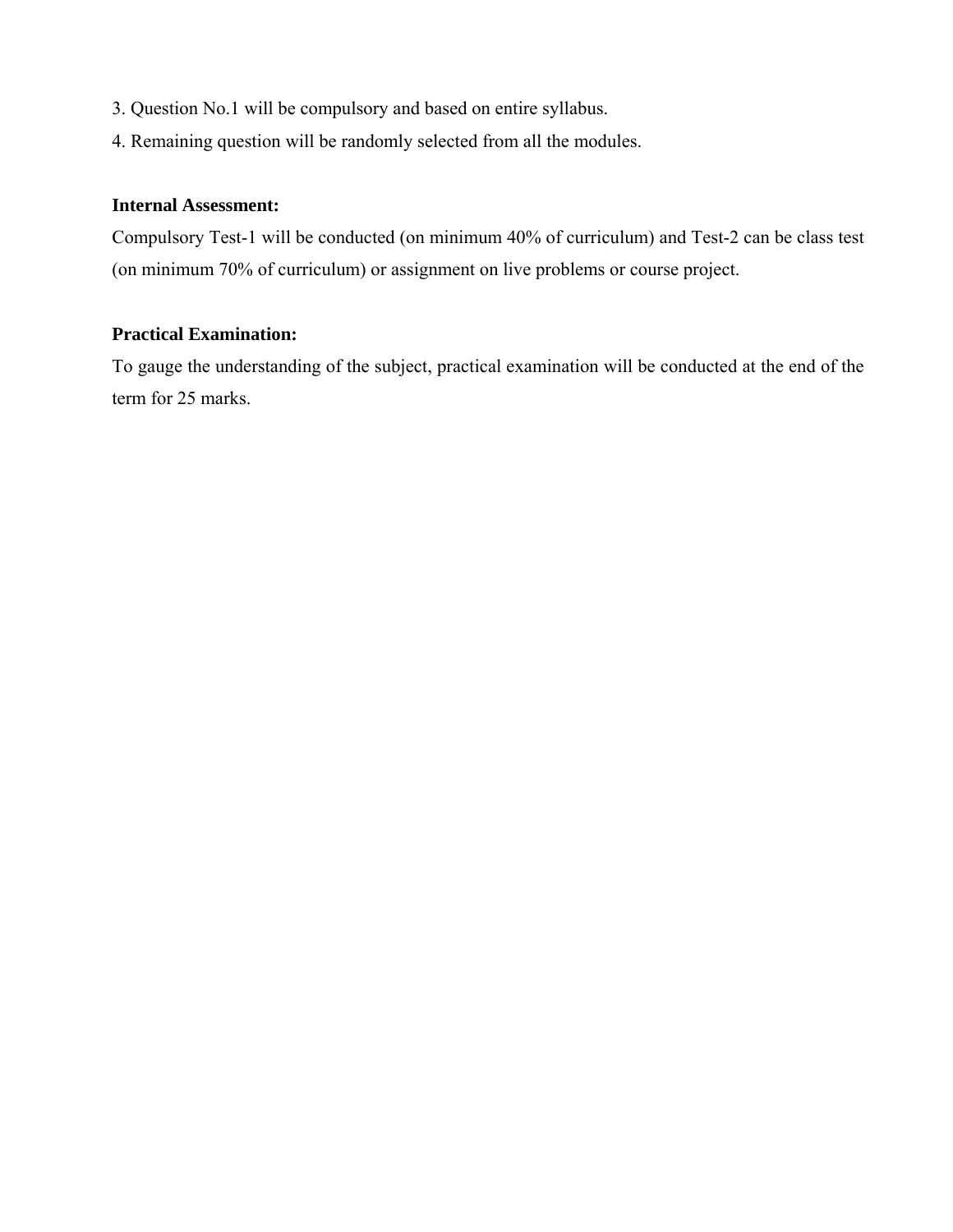3. Question No.1 will be compulsory and based on entire syllabus.
4. Remaining question will be randomly selected from all the modules.

**Internal Assessment:**

Compulsory Test-1 will be conducted (on minimum 40% of curriculum) and Test-2 can be class test (on minimum 70% of curriculum) or assignment on live problems or course project.

**Practical Examination:**

To gauge the understanding of the subject, practical examination will be conducted at the end of the term for 25 marks.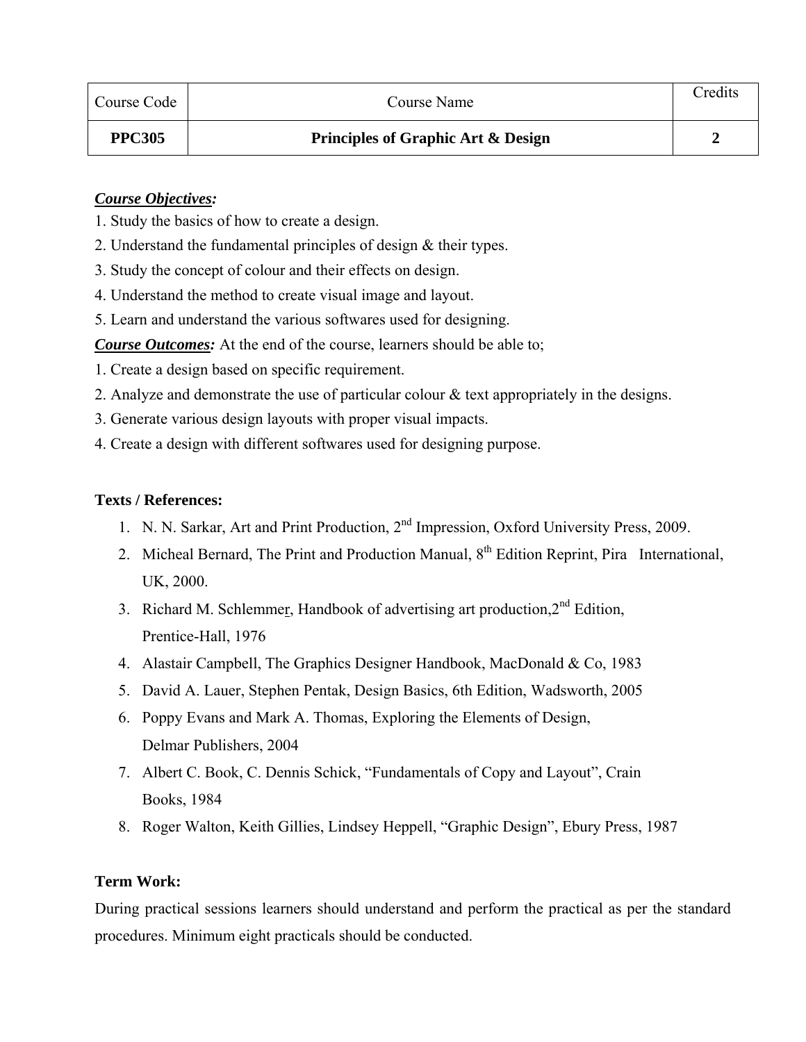| Course Code | Course Name | Credits |
| --- | --- | --- |
| **PPC305** | **Principles of Graphic Art & Design** | **2** |

***Course Objectives:***

1. Study the basics of how to create a design.
2. Understand the fundamental principles of design & their types.
3. Study the concept of colour and their effects on design.
4. Understand the method to create visual image and layout.
5. Learn and understand the various softwares used for designing.

***Course Outcomes:*** At the end of the course, learners should be able to;

1. Create a design based on specific requirement.
2. Analyze and demonstrate the use of particular colour & text appropriately in the designs.
3. Generate various design layouts with proper visual impacts.
4. Create a design with different softwares used for designing purpose.

**Texts / References:**

1. N. N. Sarkar, Art and Print Production, 2nd Impression, Oxford University Press, 2009.
2. Micheal Bernard, The Print and Production Manual, 8th Edition Reprint, Pira International, UK, 2000.
3. Richard M. Schlemmer, Handbook of advertising art production, 2nd Edition, Prentice-Hall, 1976
4. Alastair Campbell, The Graphics Designer Handbook, MacDonald & Co, 1983
5. David A. Lauer, Stephen Pentak, Design Basics, 6th Edition, Wadsworth, 2005
6. Poppy Evans and Mark A. Thomas, Exploring the Elements of Design, Delmar Publishers, 2004
7. Albert C. Book, C. Dennis Schick, "Fundamentals of Copy and Layout", Crain Books, 1984
8. Roger Walton, Keith Gillies, Lindsey Heppell, "Graphic Design", Ebury Press, 1987

**Term Work:**

During practical sessions learners should understand and perform the practical as per the standard procedures. Minimum eight practicals should be conducted.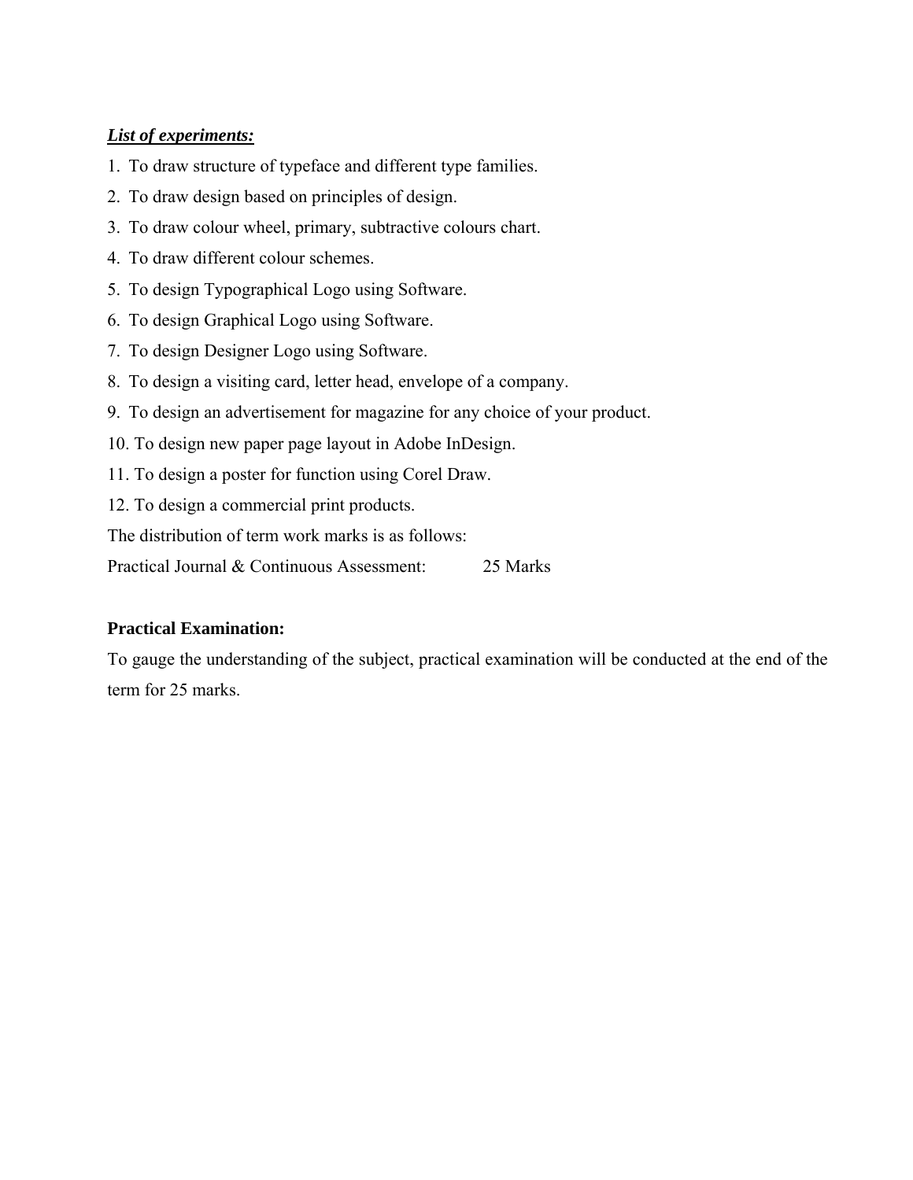***List of experiments:***

1. To draw structure of typeface and different type families.
2. To draw design based on principles of design.
3. To draw colour wheel, primary, subtractive colours chart.
4. To draw different colour schemes.
5. To design Typographical Logo using Software.
6. To design Graphical Logo using Software.
7. To design Designer Logo using Software.
8. To design a visiting card, letter head, envelope of a company.
9. To design an advertisement for magazine for any choice of your product.
10. To design new paper page layout in Adobe InDesign.
11. To design a poster for function using Corel Draw.
12. To design a commercial print products.

The distribution of term work marks is as follows:

Practical Journal & Continuous Assessment: 25 Marks

**Practical Examination:**

To gauge the understanding of the subject, practical examination will be conducted at the end of the term for 25 marks.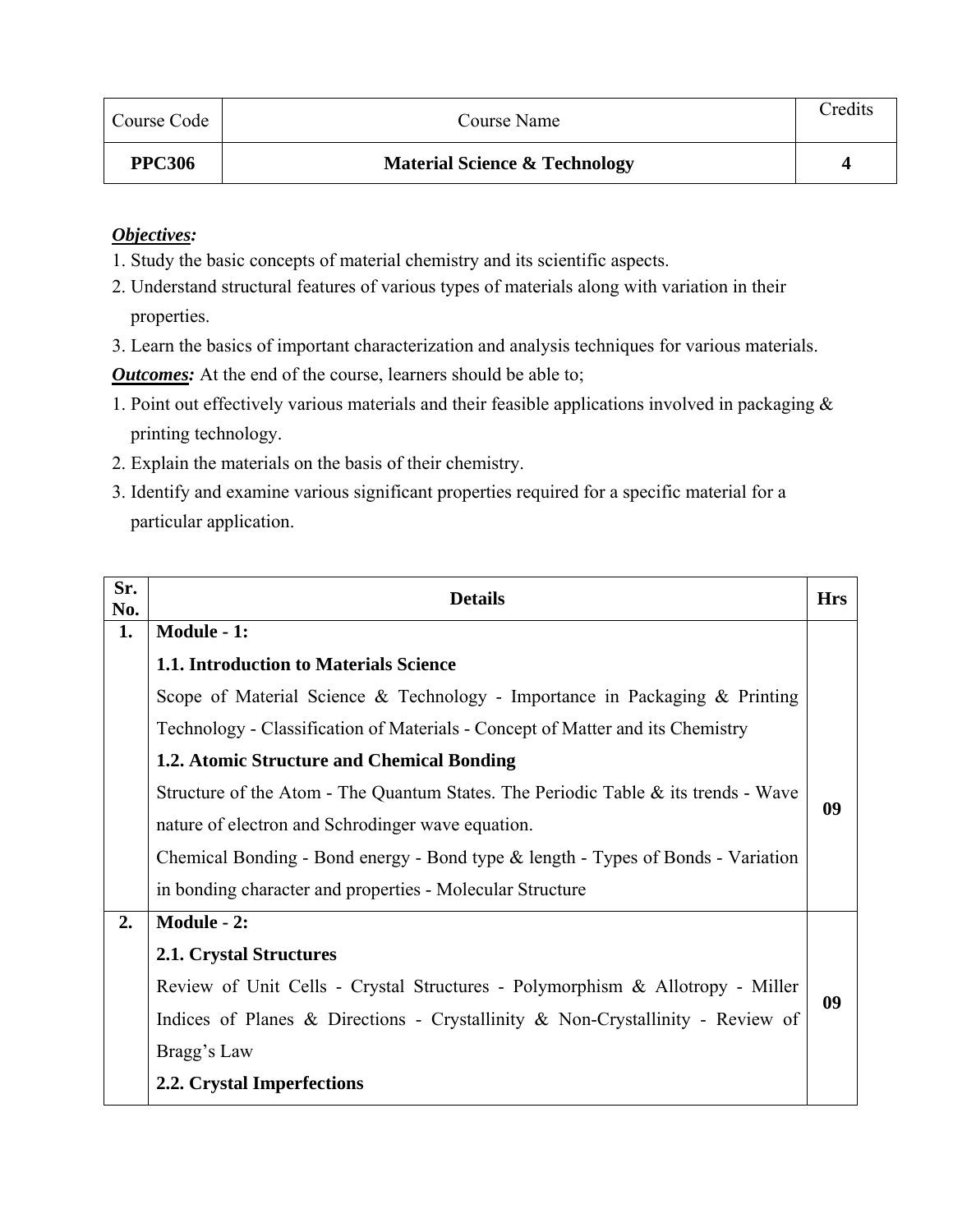| Course Code | Course Name | Credits |
|---|---|---|
| **PPC306** | **Material Science & Technology** | **4** |

***Objectives:***

1. Study the basic concepts of material chemistry and its scientific aspects.
2. Understand structural features of various types of materials along with variation in their properties.
3. Learn the basics of important characterization and analysis techniques for various materials.

***Outcomes:*** At the end of the course, learners should be able to;

1. Point out effectively various materials and their feasible applications involved in packaging & printing technology.
2. Explain the materials on the basis of their chemistry.
3. Identify and examine various significant properties required for a specific material for a particular application.

| Sr. No. | Details | Hrs |
|---|---|---|
| **1.** | **Module - 1:** <br> **1.1. Introduction to Materials Science** <br> Scope of Material Science & Technology - Importance in Packaging & Printing Technology - Classification of Materials - Concept of Matter and its Chemistry <br> **1.2. Atomic Structure and Chemical Bonding** <br> Structure of the Atom - The Quantum States. The Periodic Table & its trends - Wave nature of electron and Schrodinger wave equation. <br> Chemical Bonding - Bond energy - Bond type & length - Types of Bonds - Variation in bonding character and properties - Molecular Structure | **09** |
| **2.** | **Module - 2:** <br> **2.1. Crystal Structures** <br> Review of Unit Cells - Crystal Structures - Polymorphism & Allotropy - Miller Indices of Planes & Directions - Crystallinity & Non-Crystallinity - Review of Bragg's Law <br> **2.2. Crystal Imperfections** | **09** |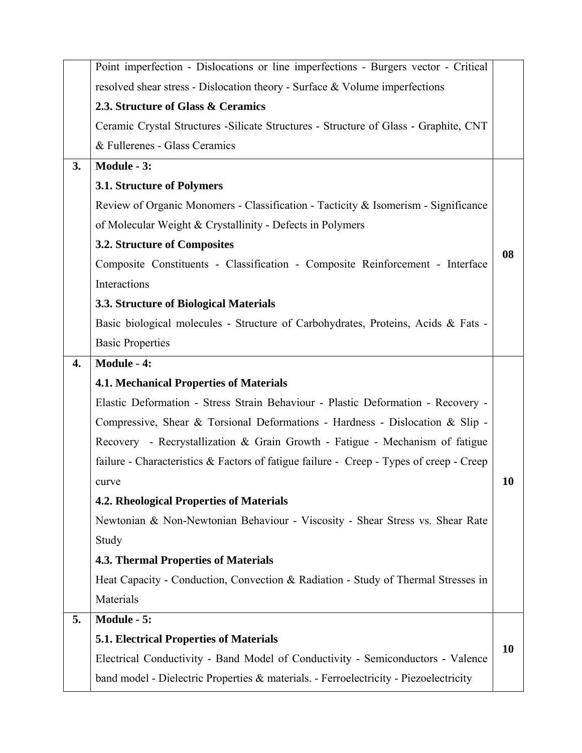| | | |
|---|---|---|
| | Point imperfection - Dislocations or line imperfections - Burgers vector - Critical resolved shear stress - Dislocation theory - Surface & Volume imperfections<br>**2.3. Structure of Glass & Ceramics**<br>Ceramic Crystal Structures -Silicate Structures - Structure of Glass - Graphite, CNT & Fullerenes - Glass Ceramics | |
| **3.** | **Module - 3:**<br>**3.1. Structure of Polymers**<br>Review of Organic Monomers - Classification - Tacticity & Isomerism - Significance of Molecular Weight & Crystallinity - Defects in Polymers<br>**3.2. Structure of Composites**<br>Composite Constituents - Classification - Composite Reinforcement - Interface Interactions<br>**3.3. Structure of Biological Materials**<br>Basic biological molecules - Structure of Carbohydrates, Proteins, Acids & Fats - Basic Properties | **08** |
| **4.** | **Module - 4:**<br>**4.1. Mechanical Properties of Materials**<br>Elastic Deformation - Stress Strain Behaviour - Plastic Deformation - Recovery - Compressive, Shear & Torsional Deformations - Hardness - Dislocation & Slip - Recovery - Recrystallization & Grain Growth - Fatigue - Mechanism of fatigue failure - Characteristics & Factors of fatigue failure - Creep - Types of creep - Creep curve<br>**4.2. Rheological Properties of Materials**<br>Newtonian & Non-Newtonian Behaviour - Viscosity - Shear Stress vs. Shear Rate Study<br>**4.3. Thermal Properties of Materials**<br>Heat Capacity - Conduction, Convection & Radiation - Study of Thermal Stresses in Materials | **10** |
| **5.** | **Module - 5:**<br>**5.1. Electrical Properties of Materials**<br>Electrical Conductivity - Band Model of Conductivity - Semiconductors - Valence band model - Dielectric Properties & materials. - Ferroelectricity - Piezoelectricity | **10** |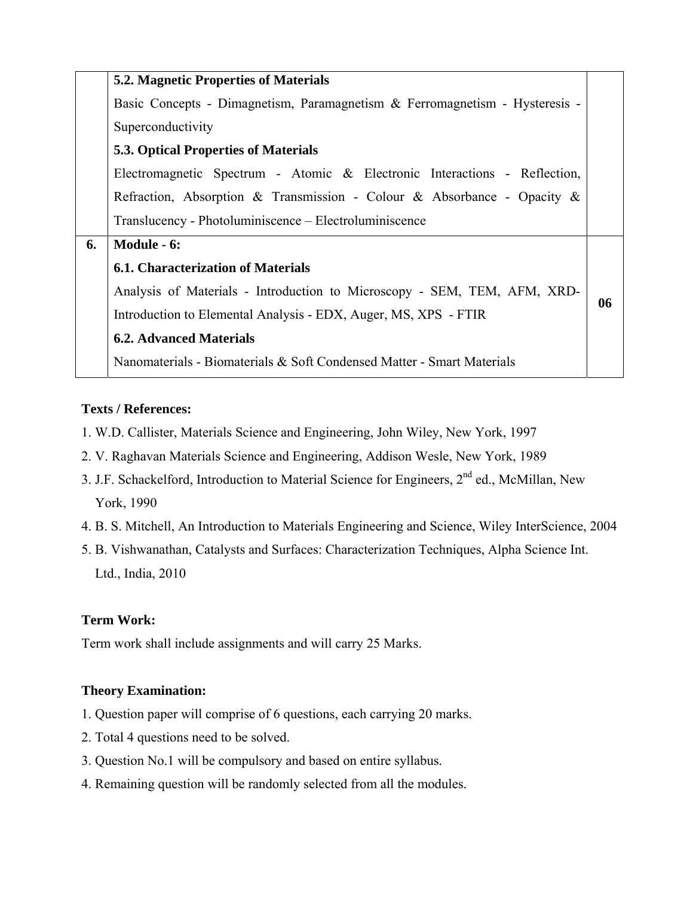|  |  |  |
|---|---|---|
|  | **5.2. Magnetic Properties of Materials**<br>Basic Concepts - Dimagnetism, Paramagnetism & Ferromagnetism - Hysteresis - Superconductivity<br>**5.3. Optical Properties of Materials**<br>Electromagnetic Spectrum - Atomic & Electronic Interactions - Reflection, Refraction, Absorption & Transmission - Colour & Absorbance - Opacity & Translucency - Photoluminiscence – Electroluminiscence |  |
| **6.** | **Module - 6:**<br>**6.1. Characterization of Materials**<br>Analysis of Materials - Introduction to Microscopy - SEM, TEM, AFM, XRD- Introduction to Elemental Analysis - EDX, Auger, MS, XPS - FTIR<br>**6.2. Advanced Materials**<br>Nanomaterials - Biomaterials & Soft Condensed Matter - Smart Materials | **06** |

**Texts / References:**

1. W.D. Callister, Materials Science and Engineering, John Wiley, New York, 1997
2. V. Raghavan Materials Science and Engineering, Addison Wesle, New York, 1989
3. J.F. Schackelford, Introduction to Material Science for Engineers, 2nd ed., McMillan, New York, 1990
4. B. S. Mitchell, An Introduction to Materials Engineering and Science, Wiley InterScience, 2004
5. B. Vishwanathan, Catalysts and Surfaces: Characterization Techniques, Alpha Science Int. Ltd., India, 2010

**Term Work:**

Term work shall include assignments and will carry 25 Marks.

**Theory Examination:**

1. Question paper will comprise of 6 questions, each carrying 20 marks.
2. Total 4 questions need to be solved.
3. Question No.1 will be compulsory and based on entire syllabus.
4. Remaining question will be randomly selected from all the modules.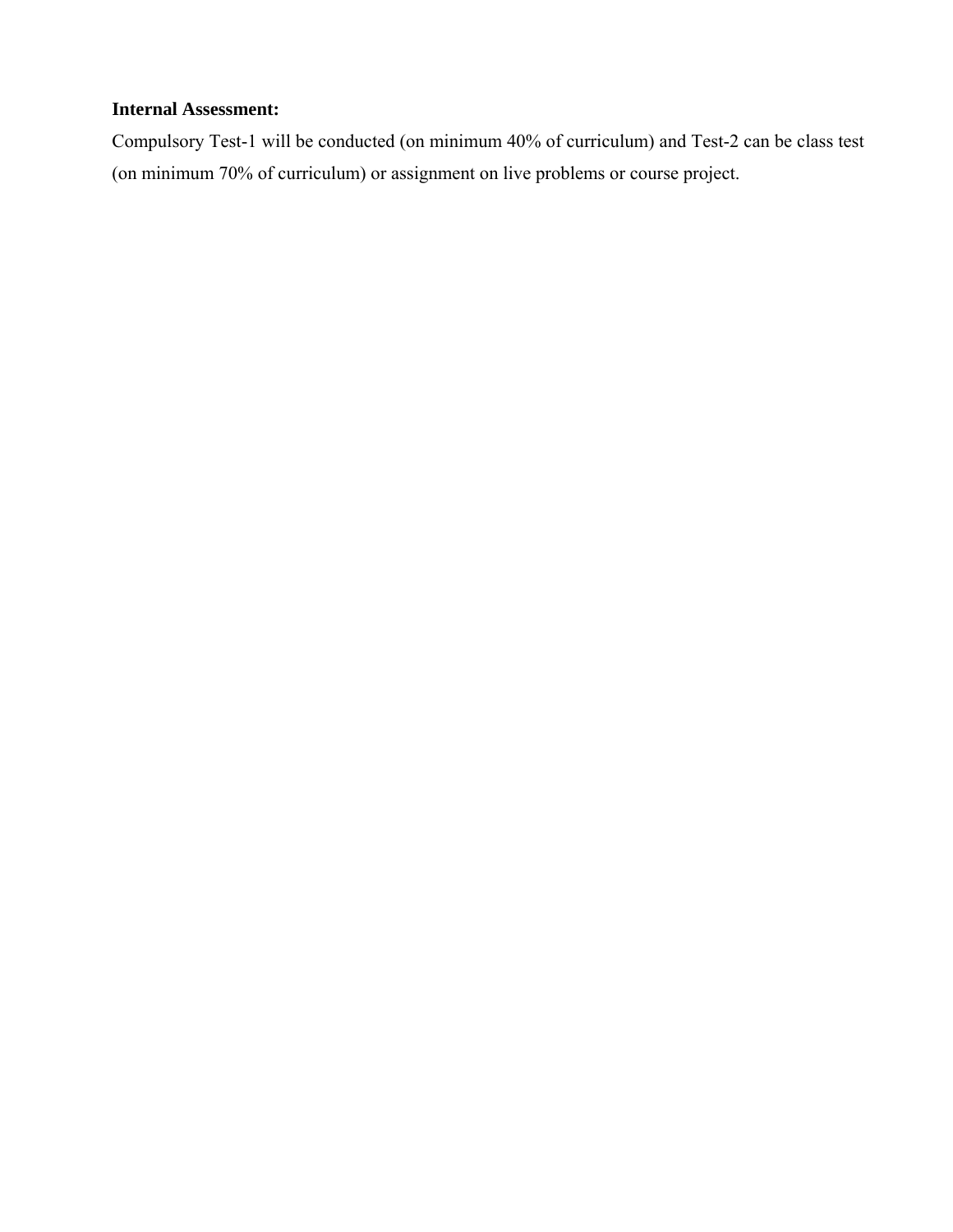**Internal Assessment:**

Compulsory Test-1 will be conducted (on minimum 40% of curriculum) and Test-2 can be class test (on minimum 70% of curriculum) or assignment on live problems or course project.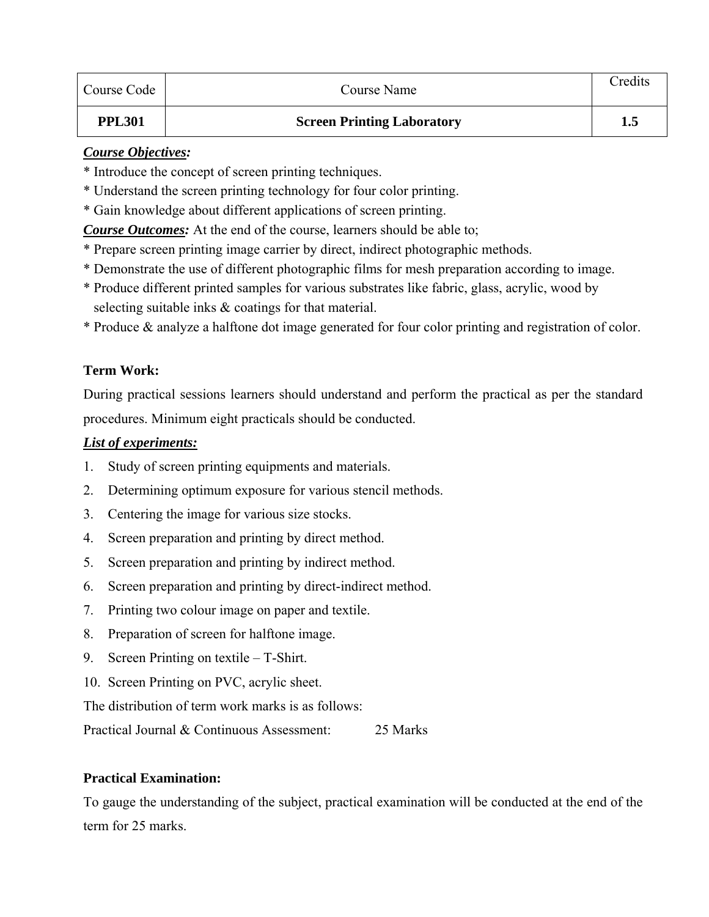| Course Code | Course Name | Credits |
|---|---|---|
| **PPL301** | **Screen Printing Laboratory** | **1.5** |

***Course Objectives:***

* Introduce the concept of screen printing techniques.
* Understand the screen printing technology for four color printing.
* Gain knowledge about different applications of screen printing.

***Course Outcomes:*** At the end of the course, learners should be able to;

* Prepare screen printing image carrier by direct, indirect photographic methods.
* Demonstrate the use of different photographic films for mesh preparation according to image.
* Produce different printed samples for various substrates like fabric, glass, acrylic, wood by selecting suitable inks & coatings for that material.
* Produce & analyze a halftone dot image generated for four color printing and registration of color.

**Term Work:**

During practical sessions learners should understand and perform the practical as per the standard procedures. Minimum eight practicals should be conducted.

***List of experiments:***

1. Study of screen printing equipments and materials.
2. Determining optimum exposure for various stencil methods.
3. Centering the image for various size stocks.
4. Screen preparation and printing by direct method.
5. Screen preparation and printing by indirect method.
6. Screen preparation and printing by direct-indirect method.
7. Printing two colour image on paper and textile.
8. Preparation of screen for halftone image.
9. Screen Printing on textile – T-Shirt.
10. Screen Printing on PVC, acrylic sheet.

The distribution of term work marks is as follows:

Practical Journal & Continuous Assessment: 25 Marks

**Practical Examination:**

To gauge the understanding of the subject, practical examination will be conducted at the end of the term for 25 marks.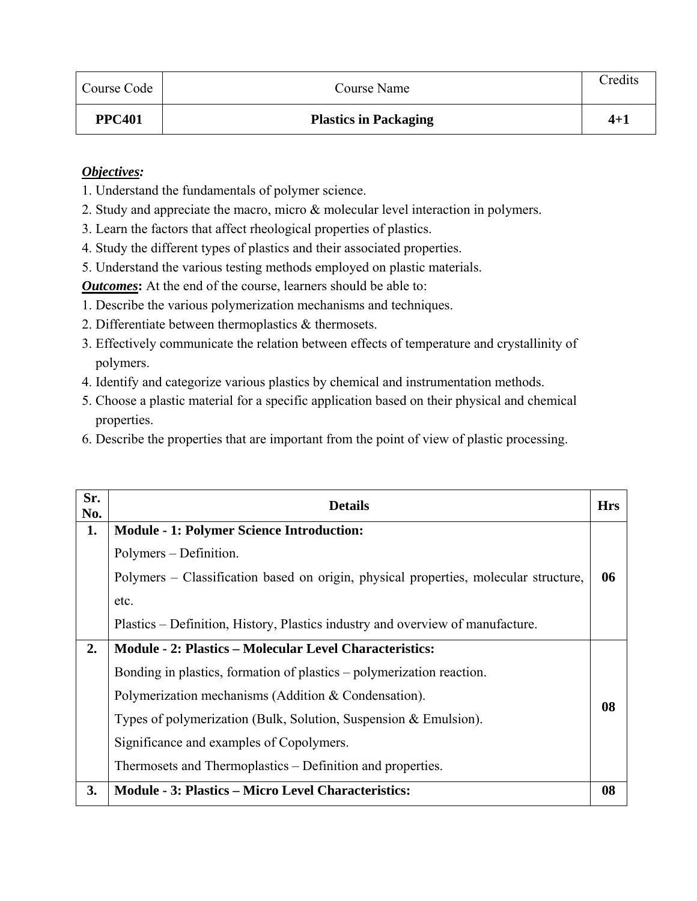| Course Code | Course Name | Credits |
|---|---|---|
| **PPC401** | **Plastics in Packaging** | **4+1** |

***Objectives:***

1. Understand the fundamentals of polymer science.
2. Study and appreciate the macro, micro & molecular level interaction in polymers.
3. Learn the factors that affect rheological properties of plastics.
4. Study the different types of plastics and their associated properties.
5. Understand the various testing methods employed on plastic materials.

***Outcomes*:** At the end of the course, learners should be able to:

1. Describe the various polymerization mechanisms and techniques.
2. Differentiate between thermoplastics & thermosets.
3. Effectively communicate the relation between effects of temperature and crystallinity of polymers.
4. Identify and categorize various plastics by chemical and instrumentation methods.
5. Choose a plastic material for a specific application based on their physical and chemical properties.
6. Describe the properties that are important from the point of view of plastic processing.

| Sr. No. | Details | Hrs |
|---|---|---|
| **1.** | **Module - 1: Polymer Science Introduction:**<br>Polymers – Definition.<br>Polymers – Classification based on origin, physical properties, molecular structure, etc.<br>Plastics – Definition, History, Plastics industry and overview of manufacture. | **06** |
| **2.** | **Module - 2: Plastics – Molecular Level Characteristics:**<br>Bonding in plastics, formation of plastics – polymerization reaction.<br>Polymerization mechanisms (Addition & Condensation).<br>Types of polymerization (Bulk, Solution, Suspension & Emulsion).<br>Significance and examples of Copolymers.<br>Thermosets and Thermoplastics – Definition and properties. | **08** |
| **3.** | **Module - 3: Plastics – Micro Level Characteristics:** | **08** |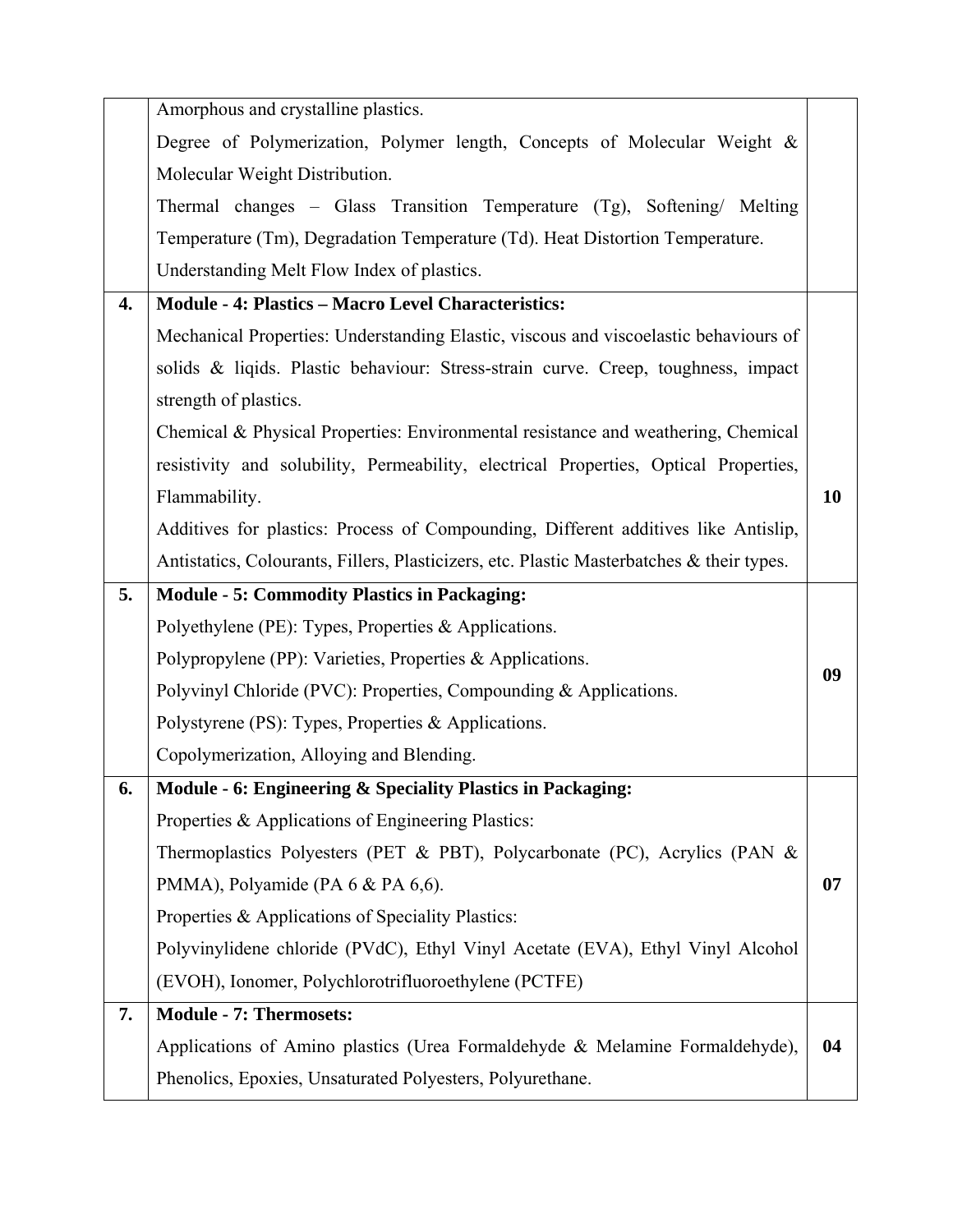|  |  |  |
|---|---|---|
|  | Amorphous and crystalline plastics.<br>Degree of Polymerization, Polymer length, Concepts of Molecular Weight & Molecular Weight Distribution.<br>Thermal changes – Glass Transition Temperature (Tg), Softening/ Melting Temperature (Tm), Degradation Temperature (Td). Heat Distortion Temperature.<br>Understanding Melt Flow Index of plastics. |  |
| **4.** | **Module - 4: Plastics – Macro Level Characteristics:**<br>Mechanical Properties: Understanding Elastic, viscous and viscoelastic behaviours of solids & liqids. Plastic behaviour: Stress-strain curve. Creep, toughness, impact strength of plastics.<br>Chemical & Physical Properties: Environmental resistance and weathering, Chemical resistivity and solubility, Permeability, electrical Properties, Optical Properties, Flammability.<br>Additives for plastics: Process of Compounding, Different additives like Antislip, Antistatics, Colourants, Fillers, Plasticizers, etc. Plastic Masterbatches & their types. | **10** |
| **5.** | **Module - 5: Commodity Plastics in Packaging:**<br>Polyethylene (PE): Types, Properties & Applications.<br>Polypropylene (PP): Varieties, Properties & Applications.<br>Polyvinyl Chloride (PVC): Properties, Compounding & Applications.<br>Polystyrene (PS): Types, Properties & Applications.<br>Copolymerization, Alloying and Blending. | **09** |
| **6.** | **Module - 6: Engineering & Speciality Plastics in Packaging:**<br>Properties & Applications of Engineering Plastics:<br>Thermoplastics Polyesters (PET & PBT), Polycarbonate (PC), Acrylics (PAN & PMMA), Polyamide (PA 6 & PA 6,6).<br>Properties & Applications of Speciality Plastics:<br>Polyvinylidene chloride (PVdC), Ethyl Vinyl Acetate (EVA), Ethyl Vinyl Alcohol (EVOH), Ionomer, Polychlorotrifluoroethylene (PCTFE) | **07** |
| **7.** | **Module - 7: Thermosets:**<br>Applications of Amino plastics (Urea Formaldehyde & Melamine Formaldehyde), Phenolics, Epoxies, Unsaturated Polyesters, Polyurethane. | **04** |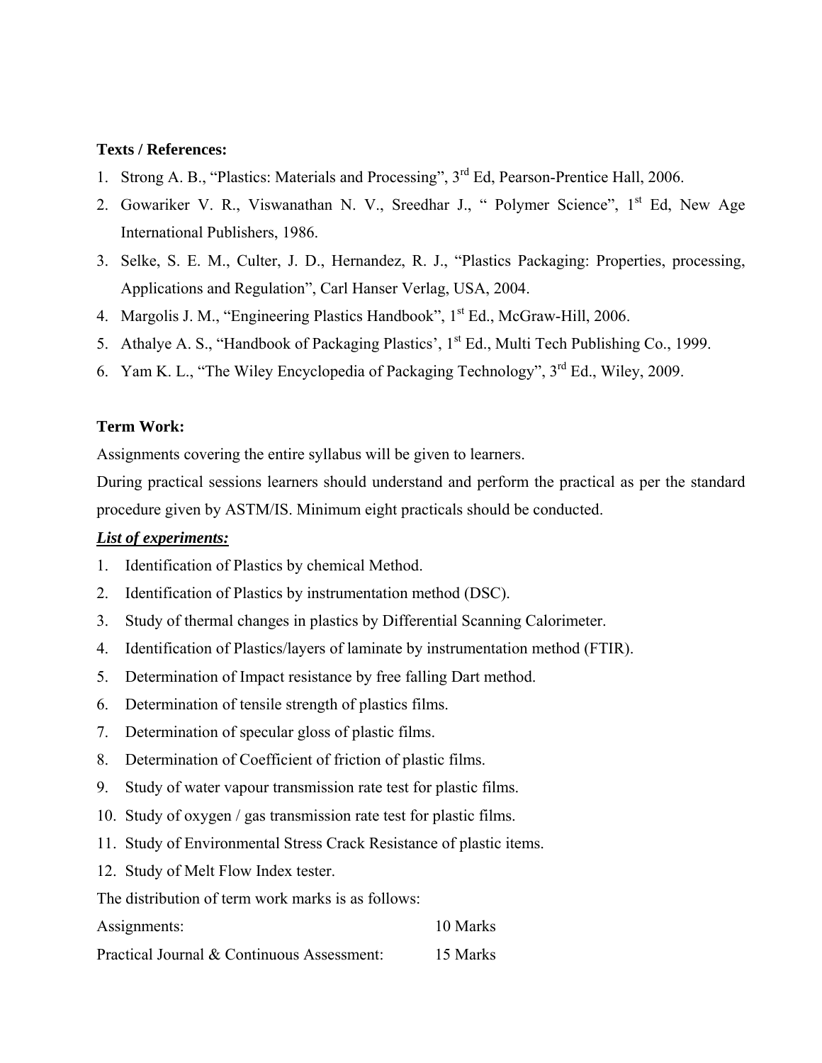**Texts / References:**

1. Strong A. B., "Plastics: Materials and Processing", 3rd Ed, Pearson-Prentice Hall, 2006.
2. Gowariker V. R., Viswanathan N. V., Sreedhar J., " Polymer Science", 1st Ed, New Age International Publishers, 1986.
3. Selke, S. E. M., Culter, J. D., Hernandez, R. J., "Plastics Packaging: Properties, processing, Applications and Regulation", Carl Hanser Verlag, USA, 2004.
4. Margolis J. M., "Engineering Plastics Handbook", 1st Ed., McGraw-Hill, 2006.
5. Athalye A. S., "Handbook of Packaging Plastics', 1st Ed., Multi Tech Publishing Co., 1999.
6. Yam K. L., "The Wiley Encyclopedia of Packaging Technology", 3rd Ed., Wiley, 2009.

**Term Work:**

Assignments covering the entire syllabus will be given to learners.

During practical sessions learners should understand and perform the practical as per the standard procedure given by ASTM/IS. Minimum eight practicals should be conducted.

***List of experiments:***

1. Identification of Plastics by chemical Method.
2. Identification of Plastics by instrumentation method (DSC).
3. Study of thermal changes in plastics by Differential Scanning Calorimeter.
4. Identification of Plastics/layers of laminate by instrumentation method (FTIR).
5. Determination of Impact resistance by free falling Dart method.
6. Determination of tensile strength of plastics films.
7. Determination of specular gloss of plastic films.
8. Determination of Coefficient of friction of plastic films.
9. Study of water vapour transmission rate test for plastic films.
10. Study of oxygen / gas transmission rate test for plastic films.
11. Study of Environmental Stress Crack Resistance of plastic items.
12. Study of Melt Flow Index tester.

The distribution of term work marks is as follows:

| | |
|---|---|
| Assignments: | 10 Marks |
| Practical Journal & Continuous Assessment: | 15 Marks |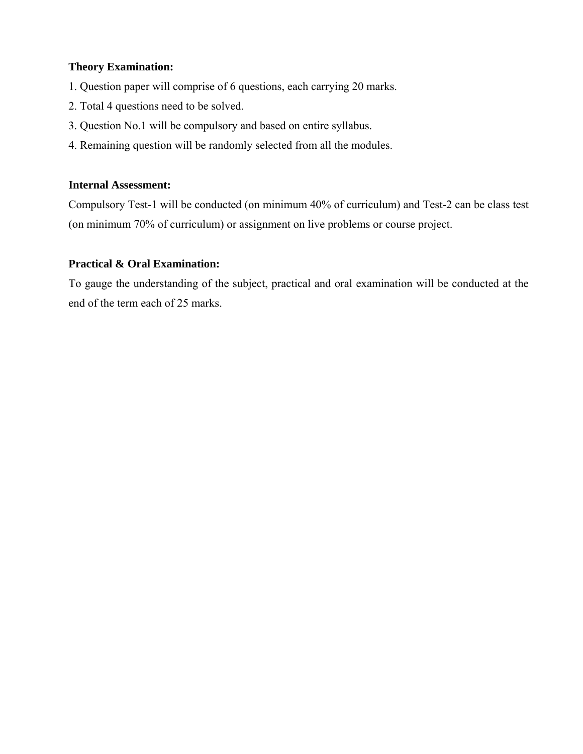**Theory Examination:**

1. Question paper will comprise of 6 questions, each carrying 20 marks.
2. Total 4 questions need to be solved.
3. Question No.1 will be compulsory and based on entire syllabus.
4. Remaining question will be randomly selected from all the modules.

**Internal Assessment:**

Compulsory Test-1 will be conducted (on minimum 40% of curriculum) and Test-2 can be class test (on minimum 70% of curriculum) or assignment on live problems or course project.

**Practical & Oral Examination:**

To gauge the understanding of the subject, practical and oral examination will be conducted at the end of the term each of 25 marks.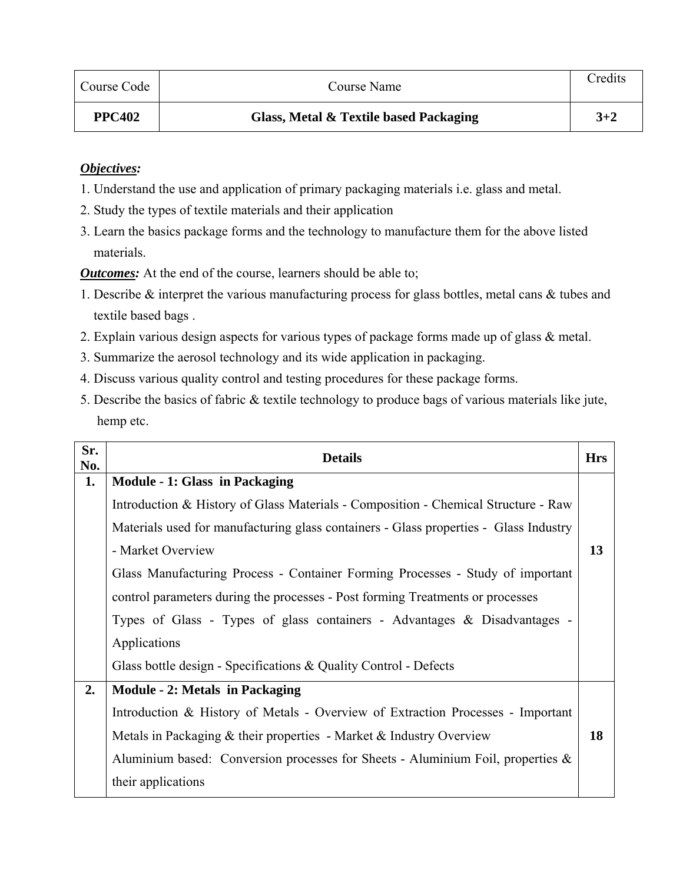| Course Code | Course Name | Credits |
|---|---|---|
| **PPC402** | **Glass, Metal & Textile based Packaging** | **3+2** |

***Objectives:***

1. Understand the use and application of primary packaging materials i.e. glass and metal.
2. Study the types of textile materials and their application
3. Learn the basics package forms and the technology to manufacture them for the above listed materials.

***Outcomes:*** At the end of the course, learners should be able to;

1. Describe & interpret the various manufacturing process for glass bottles, metal cans & tubes and textile based bags .
2. Explain various design aspects for various types of package forms made up of glass & metal.
3. Summarize the aerosol technology and its wide application in packaging.
4. Discuss various quality control and testing procedures for these package forms.
5. Describe the basics of fabric & textile technology to produce bags of various materials like jute, hemp etc.

| Sr. No. | Details | Hrs |
|---|---|---|
| **1.** | **Module - 1: Glass in Packaging**<br>Introduction & History of Glass Materials - Composition - Chemical Structure - Raw Materials used for manufacturing glass containers - Glass properties - Glass Industry - Market Overview<br>Glass Manufacturing Process - Container Forming Processes - Study of important control parameters during the processes - Post forming Treatments or processes<br>Types of Glass - Types of glass containers - Advantages & Disadvantages - Applications<br>Glass bottle design - Specifications & Quality Control - Defects | **13** |
| **2.** | **Module - 2: Metals in Packaging**<br>Introduction & History of Metals - Overview of Extraction Processes - Important Metals in Packaging & their properties - Market & Industry Overview<br>Aluminium based: Conversion processes for Sheets - Aluminium Foil, properties & their applications | **18** |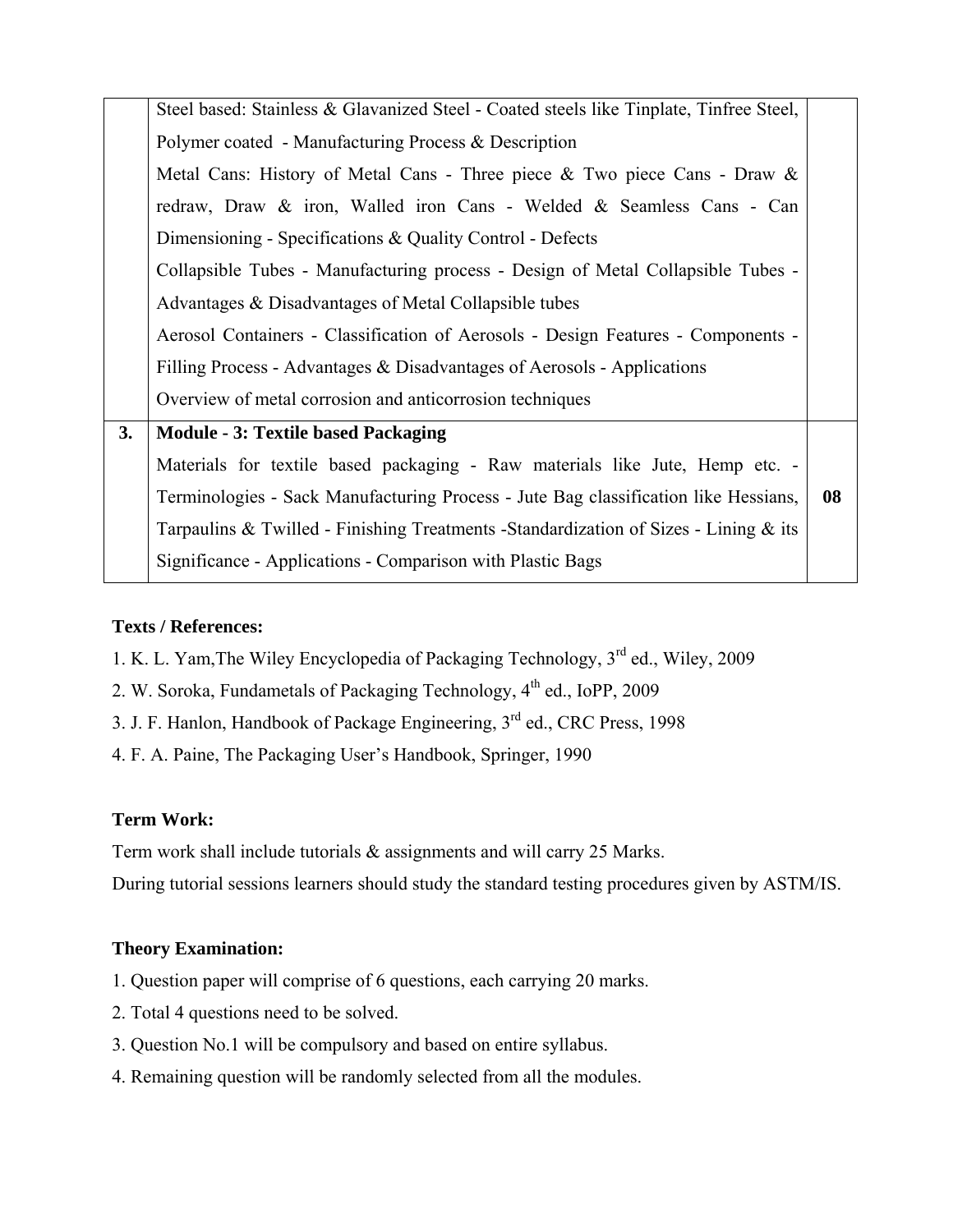|  |  |  |
|---|---|---|
|  | Steel based: Stainless & Glavanized Steel - Coated steels like Tinplate, Tinfree Steel, Polymer coated - Manufacturing Process & Description<br>Metal Cans: History of Metal Cans - Three piece & Two piece Cans - Draw & redraw, Draw & iron, Walled iron Cans - Welded & Seamless Cans - Can Dimensioning - Specifications & Quality Control - Defects<br>Collapsible Tubes - Manufacturing process - Design of Metal Collapsible Tubes - Advantages & Disadvantages of Metal Collapsible tubes<br>Aerosol Containers - Classification of Aerosols - Design Features - Components - Filling Process - Advantages & Disadvantages of Aerosols - Applications<br>Overview of metal corrosion and anticorrosion techniques |  |
| **3.** | **Module - 3: Textile based Packaging**<br>Materials for textile based packaging - Raw materials like Jute, Hemp etc. - Terminologies - Sack Manufacturing Process - Jute Bag classification like Hessians, Tarpaulins & Twilled - Finishing Treatments -Standardization of Sizes - Lining & its Significance - Applications - Comparison with Plastic Bags | **08** |

**Texts / References:**

1. K. L. Yam,The Wiley Encyclopedia of Packaging Technology, 3rd ed., Wiley, 2009
2. W. Soroka, Fundametals of Packaging Technology, 4th ed., IoPP, 2009
3. J. F. Hanlon, Handbook of Package Engineering, 3rd ed., CRC Press, 1998
4. F. A. Paine, The Packaging User's Handbook, Springer, 1990

**Term Work:**

Term work shall include tutorials & assignments and will carry 25 Marks.

During tutorial sessions learners should study the standard testing procedures given by ASTM/IS.

**Theory Examination:**

1. Question paper will comprise of 6 questions, each carrying 20 marks.
2. Total 4 questions need to be solved.
3. Question No.1 will be compulsory and based on entire syllabus.
4. Remaining question will be randomly selected from all the modules.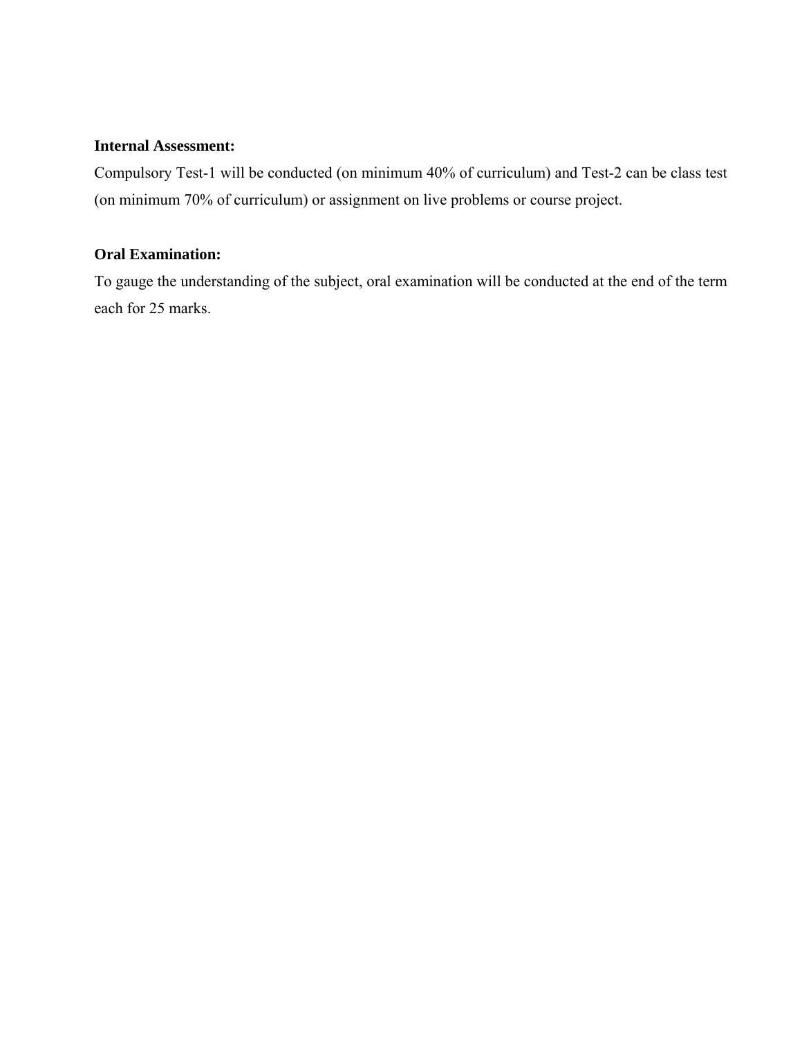**Internal Assessment:**

Compulsory Test-1 will be conducted (on minimum 40% of curriculum) and Test-2 can be class test (on minimum 70% of curriculum) or assignment on live problems or course project.

**Oral Examination:**

To gauge the understanding of the subject, oral examination will be conducted at the end of the term each for 25 marks.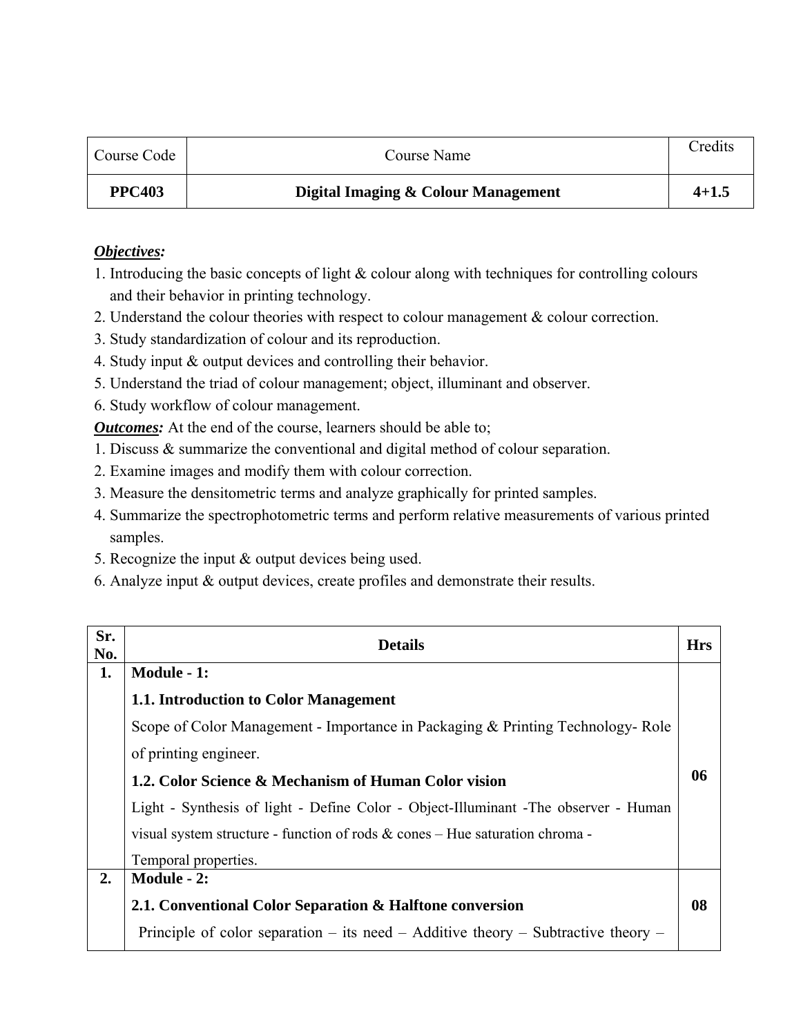| Course Code | Course Name | Credits |
| --- | --- | --- |
| **PPC403** | **Digital Imaging & Colour Management** | **4+1.5** |

***Objectives:***

1. Introducing the basic concepts of light & colour along with techniques for controlling colours and their behavior in printing technology.
2. Understand the colour theories with respect to colour management & colour correction.
3. Study standardization of colour and its reproduction.
4. Study input & output devices and controlling their behavior.
5. Understand the triad of colour management; object, illuminant and observer.
6. Study workflow of colour management.

***Outcomes:*** At the end of the course, learners should be able to;

1. Discuss & summarize the conventional and digital method of colour separation.
2. Examine images and modify them with colour correction.
3. Measure the densitometric terms and analyze graphically for printed samples.
4. Summarize the spectrophotometric terms and perform relative measurements of various printed samples.
5. Recognize the input & output devices being used.
6. Analyze input & output devices, create profiles and demonstrate their results.

| Sr. No. | Details | Hrs |
| --- | --- | --- |
| **1.** | **Module - 1:**<br>**1.1. Introduction to Color Management**<br>Scope of Color Management - Importance in Packaging & Printing Technology- Role of printing engineer.<br>**1.2. Color Science & Mechanism of Human Color vision**<br>Light - Synthesis of light - Define Color - Object-Illuminant -The observer - Human visual system structure - function of rods & cones – Hue saturation chroma - Temporal properties. | **06** |
| **2.** | **Module - 2:**<br>**2.1. Conventional Color Separation & Halftone conversion**<br>Principle of color separation – its need – Additive theory – Subtractive theory – | **08** |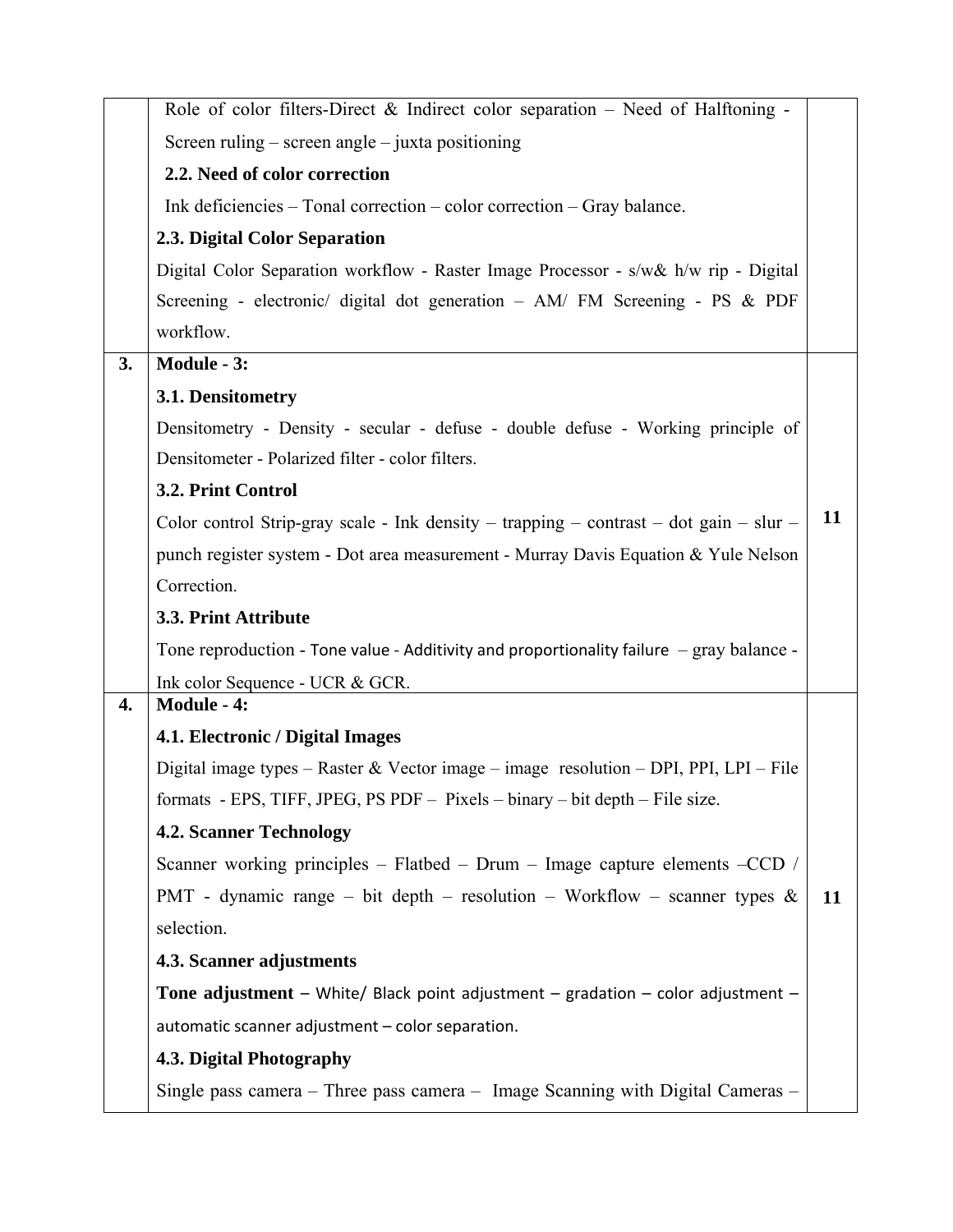| | | |
|---|---|---|
| | Role of color filters-Direct & Indirect color separation – Need of Halftoning - Screen ruling – screen angle – juxta positioning<br>**2.2. Need of color correction**<br>Ink deficiencies – Tonal correction – color correction – Gray balance.<br>**2.3. Digital Color Separation**<br>Digital Color Separation workflow - Raster Image Processor - s/w& h/w rip - Digital Screening - electronic/ digital dot generation – AM/ FM Screening - PS & PDF workflow. | |
| **3.** | **Module - 3:**<br>**3.1. Densitometry**<br>Densitometry - Density - secular - defuse - double defuse - Working principle of Densitometer - Polarized filter - color filters.<br>**3.2. Print Control**<br>Color control Strip-gray scale - Ink density – trapping – contrast – dot gain – slur – punch register system - Dot area measurement - Murray Davis Equation & Yule Nelson Correction.<br>**3.3. Print Attribute**<br>Tone reproduction - Tone value - Additivity and proportionality failure – gray balance - Ink color Sequence - UCR & GCR. | **11** |
| **4.** | **Module - 4:**<br>**4.1. Electronic / Digital Images**<br>Digital image types – Raster & Vector image – image resolution – DPI, PPI, LPI – File formats - EPS, TIFF, JPEG, PS PDF – Pixels – binary – bit depth – File size.<br>**4.2. Scanner Technology**<br>Scanner working principles – Flatbed – Drum – Image capture elements –CCD / PMT - dynamic range – bit depth – resolution – Workflow – scanner types & selection.<br>**4.3. Scanner adjustments**<br>**Tone adjustment** – White/ Black point adjustment – gradation – color adjustment – automatic scanner adjustment – color separation.<br>**4.3. Digital Photography**<br>Single pass camera – Three pass camera – Image Scanning with Digital Cameras – | **11** |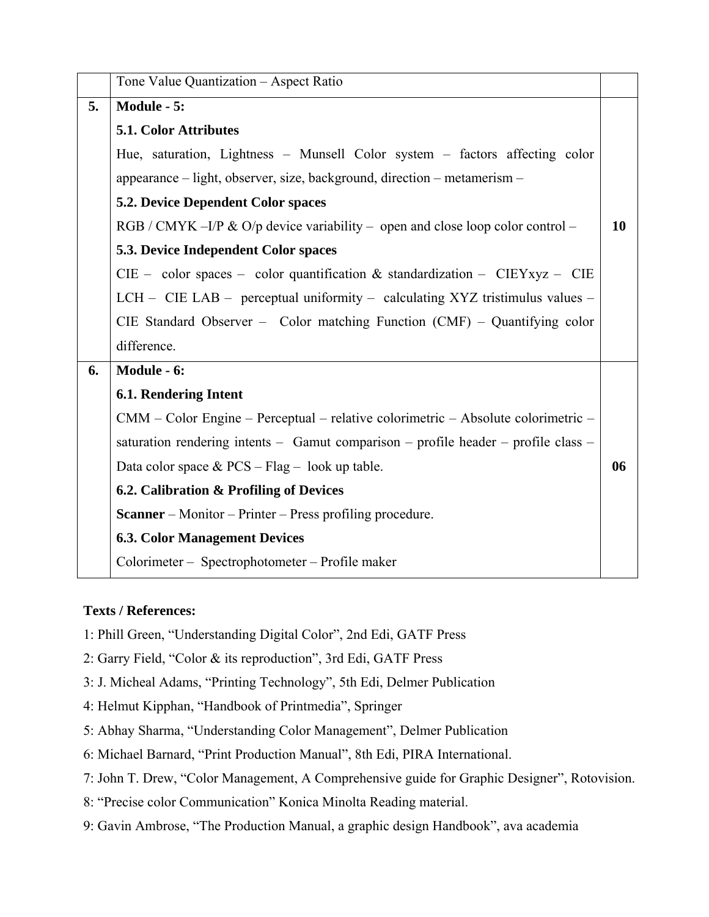| | | |
|---|---|---|
| | Tone Value Quantization – Aspect Ratio | |
| **5.** | **Module - 5:**<br>**5.1. Color Attributes**<br>Hue, saturation, Lightness – Munsell Color system – factors affecting color appearance – light, observer, size, background, direction – metamerism –<br>**5.2. Device Dependent Color spaces**<br>RGB / CMYK –I/P & O/p device variability – open and close loop color control –<br>**5.3. Device Independent Color spaces**<br>CIE – color spaces – color quantification & standardization – CIEYxyz – CIE LCH – CIE LAB – perceptual uniformity – calculating XYZ tristimulus values – CIE Standard Observer – Color matching Function (CMF) – Quantifying color difference. | **10** |
| **6.** | **Module - 6:**<br>**6.1. Rendering Intent**<br>CMM – Color Engine – Perceptual – relative colorimetric – Absolute colorimetric – saturation rendering intents – Gamut comparison – profile header – profile class – Data color space & PCS – Flag – look up table.<br>**6.2. Calibration & Profiling of Devices**<br>**Scanner** – Monitor – Printer – Press profiling procedure.<br>**6.3. Color Management Devices**<br>Colorimeter – Spectrophotometer – Profile maker | **06** |

**Texts / References:**

1: Phill Green, "Understanding Digital Color", 2nd Edi, GATF Press

2: Garry Field, "Color & its reproduction", 3rd Edi, GATF Press

3: J. Micheal Adams, "Printing Technology", 5th Edi, Delmer Publication

4: Helmut Kipphan, "Handbook of Printmedia", Springer

5: Abhay Sharma, "Understanding Color Management", Delmer Publication

6: Michael Barnard, "Print Production Manual", 8th Edi, PIRA International.

7: John T. Drew, "Color Management, A Comprehensive guide for Graphic Designer", Rotovision.

8: "Precise color Communication" Konica Minolta Reading material.

9: Gavin Ambrose, "The Production Manual, a graphic design Handbook", ava academia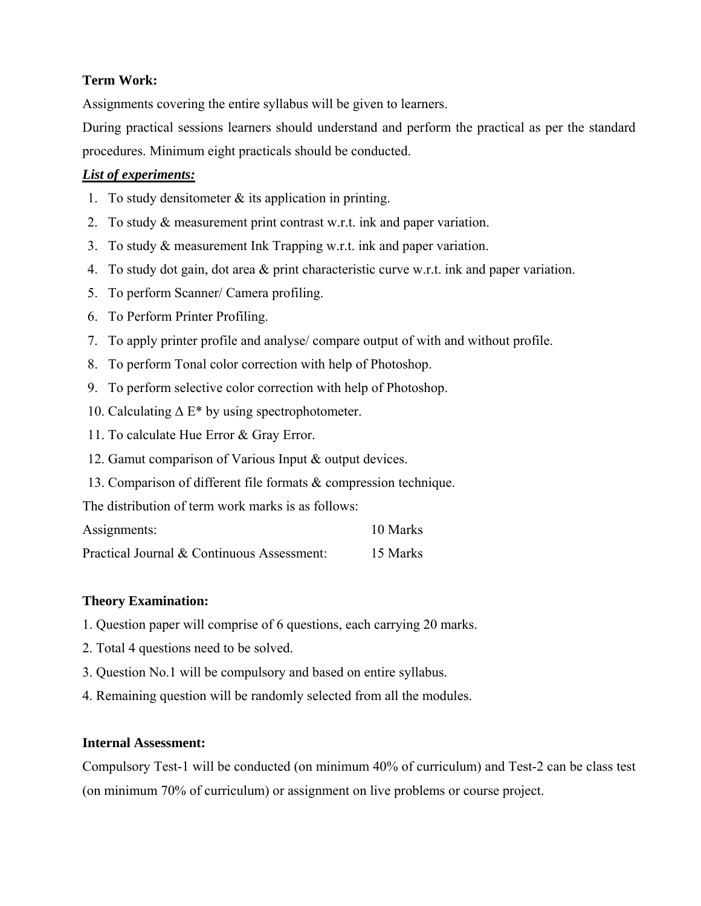**Term Work:**

Assignments covering the entire syllabus will be given to learners.

During practical sessions learners should understand and perform the practical as per the standard procedures. Minimum eight practicals should be conducted.

***List of experiments:***

1. To study densitometer & its application in printing.
2. To study & measurement print contrast w.r.t. ink and paper variation.
3. To study & measurement Ink Trapping w.r.t. ink and paper variation.
4. To study dot gain, dot area & print characteristic curve w.r.t. ink and paper variation.
5. To perform Scanner/ Camera profiling.
6. To Perform Printer Profiling.
7. To apply printer profile and analyse/ compare output of with and without profile.
8. To perform Tonal color correction with help of Photoshop.
9. To perform selective color correction with help of Photoshop.
10. Calculating $\Delta E^*$ by using spectrophotometer.
11. To calculate Hue Error & Gray Error.
12. Gamut comparison of Various Input & output devices.
13. Comparison of different file formats & compression technique.

The distribution of term work marks is as follows:

| | |
|---|---|
| Assignments: | 10 Marks |
| Practical Journal & Continuous Assessment: | 15 Marks |

**Theory Examination:**

1. Question paper will comprise of 6 questions, each carrying 20 marks.
2. Total 4 questions need to be solved.
3. Question No.1 will be compulsory and based on entire syllabus.
4. Remaining question will be randomly selected from all the modules.

**Internal Assessment:**

Compulsory Test-1 will be conducted (on minimum 40% of curriculum) and Test-2 can be class test (on minimum 70% of curriculum) or assignment on live problems or course project.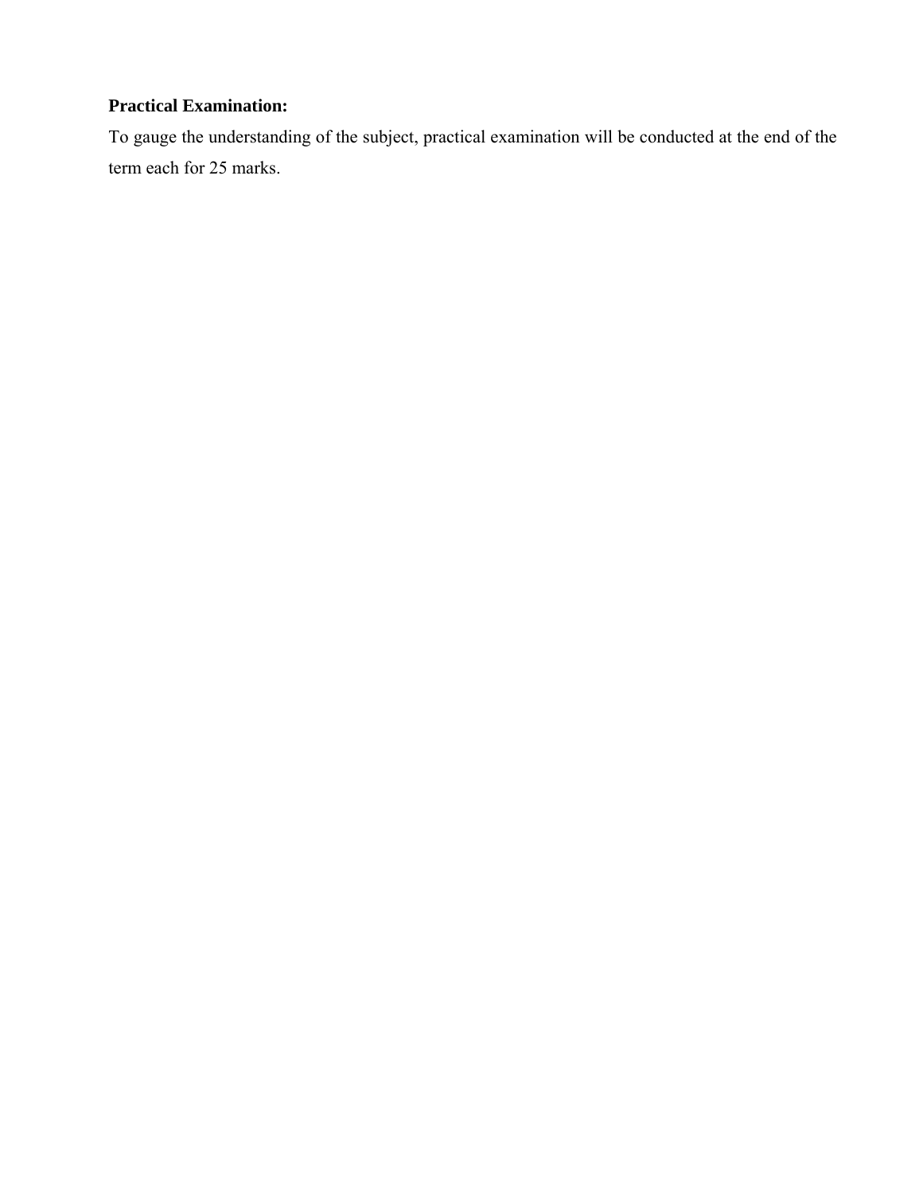**Practical Examination:**

To gauge the understanding of the subject, practical examination will be conducted at the end of the term each for 25 marks.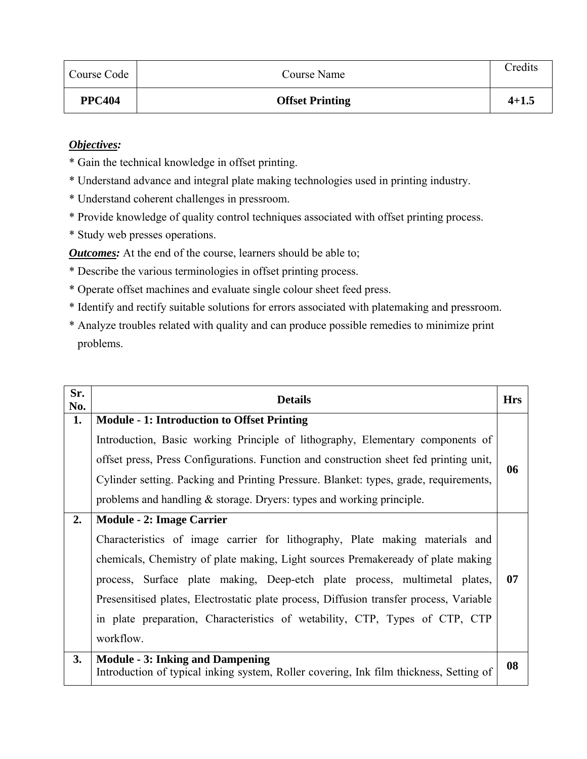| Course Code | Course Name | Credits |
|---|---|---|
| **PPC404** | **Offset Printing** | **4+1.5** |

***Objectives:***

* Gain the technical knowledge in offset printing.
* Understand advance and integral plate making technologies used in printing industry.
* Understand coherent challenges in pressroom.
* Provide knowledge of quality control techniques associated with offset printing process.
* Study web presses operations.

***Outcomes:*** At the end of the course, learners should be able to;

* Describe the various terminologies in offset printing process.
* Operate offset machines and evaluate single colour sheet feed press.
* Identify and rectify suitable solutions for errors associated with platemaking and pressroom.
* Analyze troubles related with quality and can produce possible remedies to minimize print problems.

| Sr. No. | Details | Hrs |
|---|---|---|
| **1.** | **Module - 1: Introduction to Offset Printing** Introduction, Basic working Principle of lithography, Elementary components of offset press, Press Configurations. Function and construction sheet fed printing unit, Cylinder setting. Packing and Printing Pressure. Blanket: types, grade, requirements, problems and handling & storage. Dryers: types and working principle. | **06** |
| **2.** | **Module - 2: Image Carrier** Characteristics of image carrier for lithography, Plate making materials and chemicals, Chemistry of plate making, Light sources Premakeready of plate making process, Surface plate making, Deep-etch plate process, multimetal plates, Presensitised plates, Electrostatic plate process, Diffusion transfer process, Variable in plate preparation, Characteristics of wetability, CTP, Types of CTP, CTP workflow. | **07** |
| **3.** | **Module - 3: Inking and Dampening** Introduction of typical inking system, Roller covering, Ink film thickness, Setting of | **08** |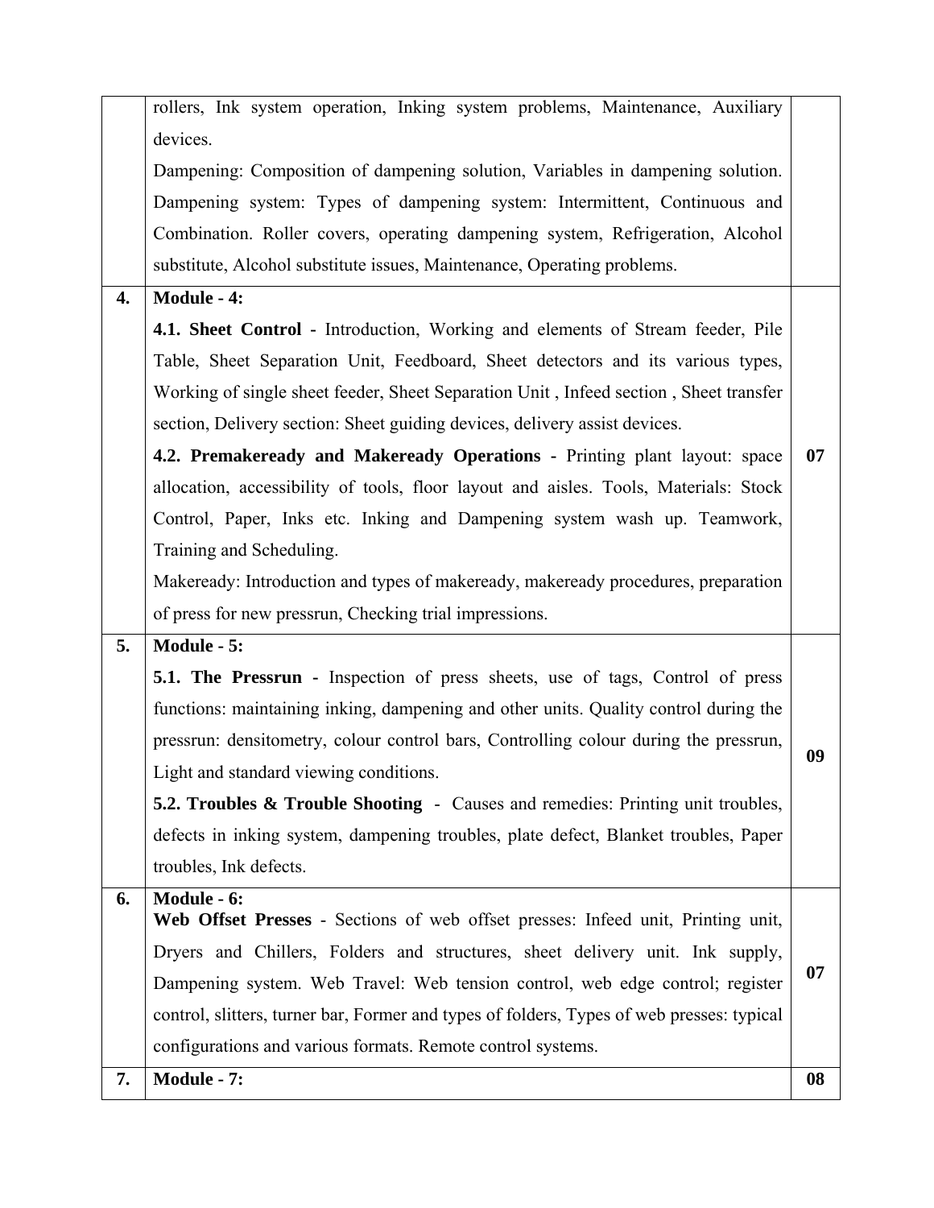|  |  |  |
|---|---|---|
|  | rollers, Ink system operation, Inking system problems, Maintenance, Auxiliary devices.<br>Dampening: Composition of dampening solution, Variables in dampening solution. Dampening system: Types of dampening system: Intermittent, Continuous and Combination. Roller covers, operating dampening system, Refrigeration, Alcohol substitute, Alcohol substitute issues, Maintenance, Operating problems. |  |
| **4.** | **Module - 4:**<br>**4.1. Sheet Control -** Introduction, Working and elements of Stream feeder, Pile Table, Sheet Separation Unit, Feedboard, Sheet detectors and its various types, Working of single sheet feeder, Sheet Separation Unit , Infeed section , Sheet transfer section, Delivery section: Sheet guiding devices, delivery assist devices.<br>**4.2. Premakeready and Makeready Operations -** Printing plant layout: space allocation, accessibility of tools, floor layout and aisles. Tools, Materials: Stock Control, Paper, Inks etc. Inking and Dampening system wash up. Teamwork, Training and Scheduling.<br>Makeready: Introduction and types of makeready, makeready procedures, preparation of press for new pressrun, Checking trial impressions. | **07** |
| **5.** | **Module - 5:**<br>**5.1. The Pressrun -** Inspection of press sheets, use of tags, Control of press functions: maintaining inking, dampening and other units. Quality control during the pressrun: densitometry, colour control bars, Controlling colour during the pressrun, Light and standard viewing conditions.<br>**5.2. Troubles & Trouble Shooting** - Causes and remedies: Printing unit troubles, defects in inking system, dampening troubles, plate defect, Blanket troubles, Paper troubles, Ink defects. | **09** |
| **6.** | **Module - 6:**<br>**Web Offset Presses** - Sections of web offset presses: Infeed unit, Printing unit, Dryers and Chillers, Folders and structures, sheet delivery unit. Ink supply, Dampening system. Web Travel: Web tension control, web edge control; register control, slitters, turner bar, Former and types of folders, Types of web presses: typical configurations and various formats. Remote control systems. | **07** |
| **7.** | **Module - 7:** | **08** |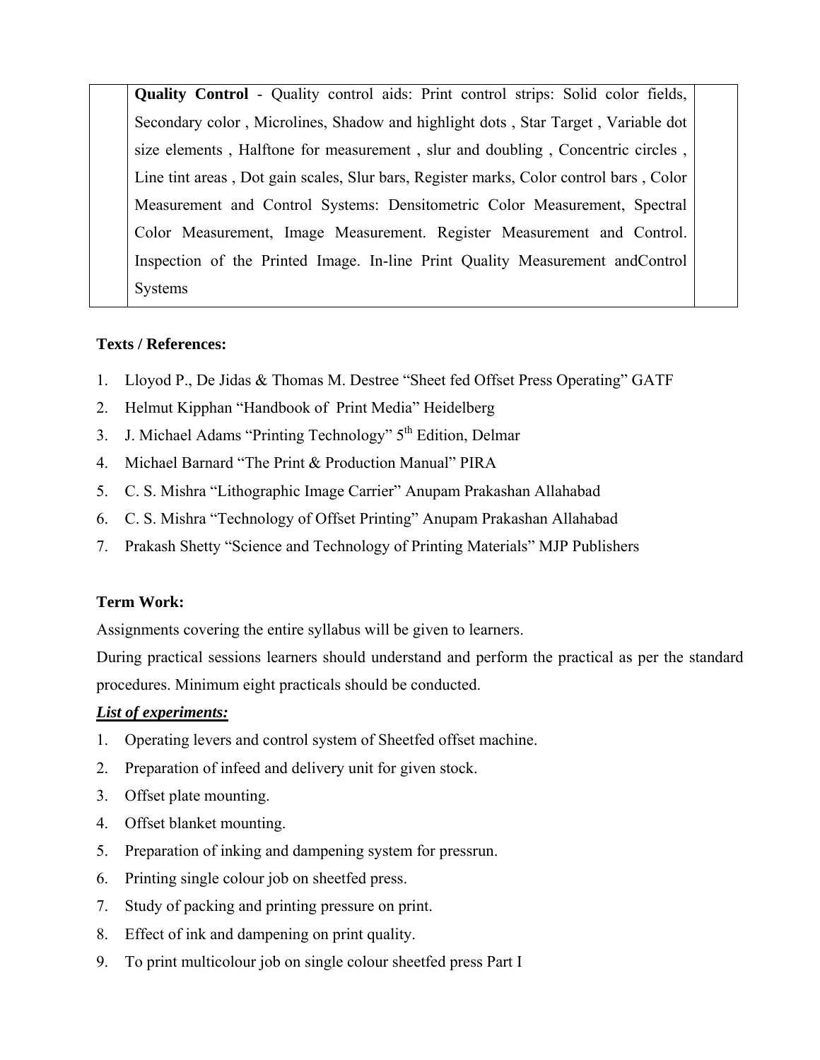|  | **Quality Control** - Quality control aids: Print control strips: Solid color fields, Secondary color , Microlines, Shadow and highlight dots , Star Target , Variable dot size elements , Halftone for measurement , slur and doubling , Concentric circles , Line tint areas , Dot gain scales, Slur bars, Register marks, Color control bars , Color Measurement and Control Systems: Densitometric Color Measurement, Spectral Color Measurement, Image Measurement. Register Measurement and Control. Inspection of the Printed Image. In-line Print Quality Measurement andControl Systems |  |
| --- | --- | --- |

**Texts / References:**

1. Lloyod P., De Jidas & Thomas M. Destree "Sheet fed Offset Press Operating" GATF
2. Helmut Kipphan "Handbook of Print Media" Heidelberg
3. J. Michael Adams "Printing Technology" 5th Edition, Delmar
4. Michael Barnard "The Print & Production Manual" PIRA
5. C. S. Mishra "Lithographic Image Carrier" Anupam Prakashan Allahabad
6. C. S. Mishra "Technology of Offset Printing" Anupam Prakashan Allahabad
7. Prakash Shetty "Science and Technology of Printing Materials" MJP Publishers

**Term Work:**

Assignments covering the entire syllabus will be given to learners.

During practical sessions learners should understand and perform the practical as per the standard procedures. Minimum eight practicals should be conducted.

***List of experiments:***

1. Operating levers and control system of Sheetfed offset machine.
2. Preparation of infeed and delivery unit for given stock.
3. Offset plate mounting.
4. Offset blanket mounting.
5. Preparation of inking and dampening system for pressrun.
6. Printing single colour job on sheetfed press.
7. Study of packing and printing pressure on print.
8. Effect of ink and dampening on print quality.
9. To print multicolour job on single colour sheetfed press Part I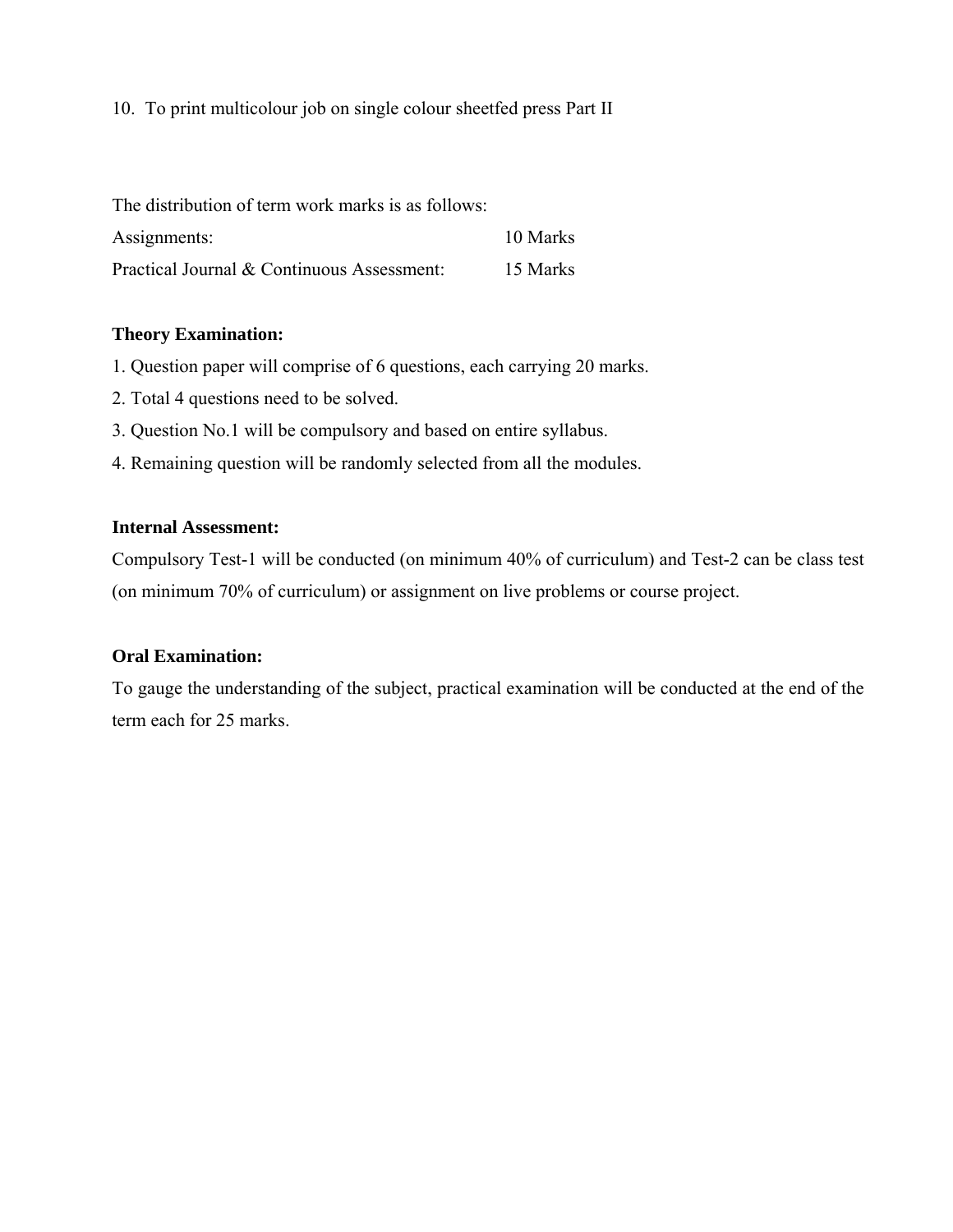10. To print multicolour job on single colour sheetfed press Part II

The distribution of term work marks is as follows:

| | |
|---|---|
| Assignments: | 10 Marks |
| Practical Journal & Continuous Assessment: | 15 Marks |

**Theory Examination:**

1. Question paper will comprise of 6 questions, each carrying 20 marks.
2. Total 4 questions need to be solved.
3. Question No.1 will be compulsory and based on entire syllabus.
4. Remaining question will be randomly selected from all the modules.

**Internal Assessment:**

Compulsory Test-1 will be conducted (on minimum 40% of curriculum) and Test-2 can be class test (on minimum 70% of curriculum) or assignment on live problems or course project.

**Oral Examination:**

To gauge the understanding of the subject, practical examination will be conducted at the end of the term each for 25 marks.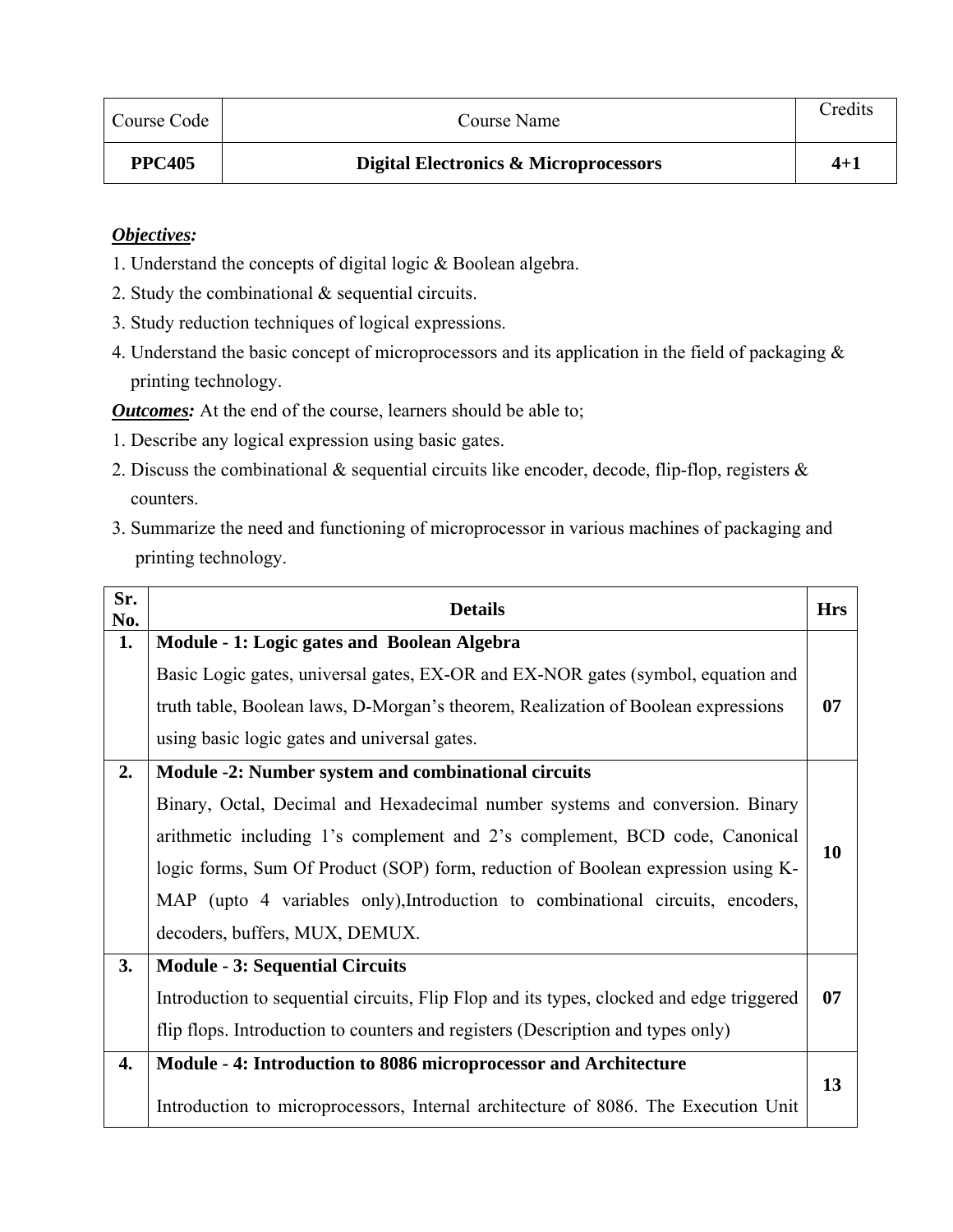| Course Code | Course Name | Credits |
| --- | --- | --- |
| **PPC405** | **Digital Electronics & Microprocessors** | **4+1** |

***Objectives:***

1. Understand the concepts of digital logic & Boolean algebra.
2. Study the combinational & sequential circuits.
3. Study reduction techniques of logical expressions.
4. Understand the basic concept of microprocessors and its application in the field of packaging & printing technology.

***Outcomes:*** At the end of the course, learners should be able to;

1. Describe any logical expression using basic gates.
2. Discuss the combinational & sequential circuits like encoder, decode, flip-flop, registers & counters.
3. Summarize the need and functioning of microprocessor in various machines of packaging and printing technology.

| Sr. No. | Details | Hrs |
| --- | --- | --- |
| **1.** | **Module - 1: Logic gates and Boolean Algebra** Basic Logic gates, universal gates, EX-OR and EX-NOR gates (symbol, equation and truth table, Boolean laws, D-Morgan's theorem, Realization of Boolean expressions using basic logic gates and universal gates. | **07** |
| **2.** | **Module -2: Number system and combinational circuits** Binary, Octal, Decimal and Hexadecimal number systems and conversion. Binary arithmetic including 1's complement and 2's complement, BCD code, Canonical logic forms, Sum Of Product (SOP) form, reduction of Boolean expression using K-MAP (upto 4 variables only),Introduction to combinational circuits, encoders, decoders, buffers, MUX, DEMUX. | **10** |
| **3.** | **Module - 3: Sequential Circuits** Introduction to sequential circuits, Flip Flop and its types, clocked and edge triggered flip flops. Introduction to counters and registers (Description and types only) | **07** |
| **4.** | **Module - 4: Introduction to 8086 microprocessor and Architecture** Introduction to microprocessors, Internal architecture of 8086. The Execution Unit | **13** |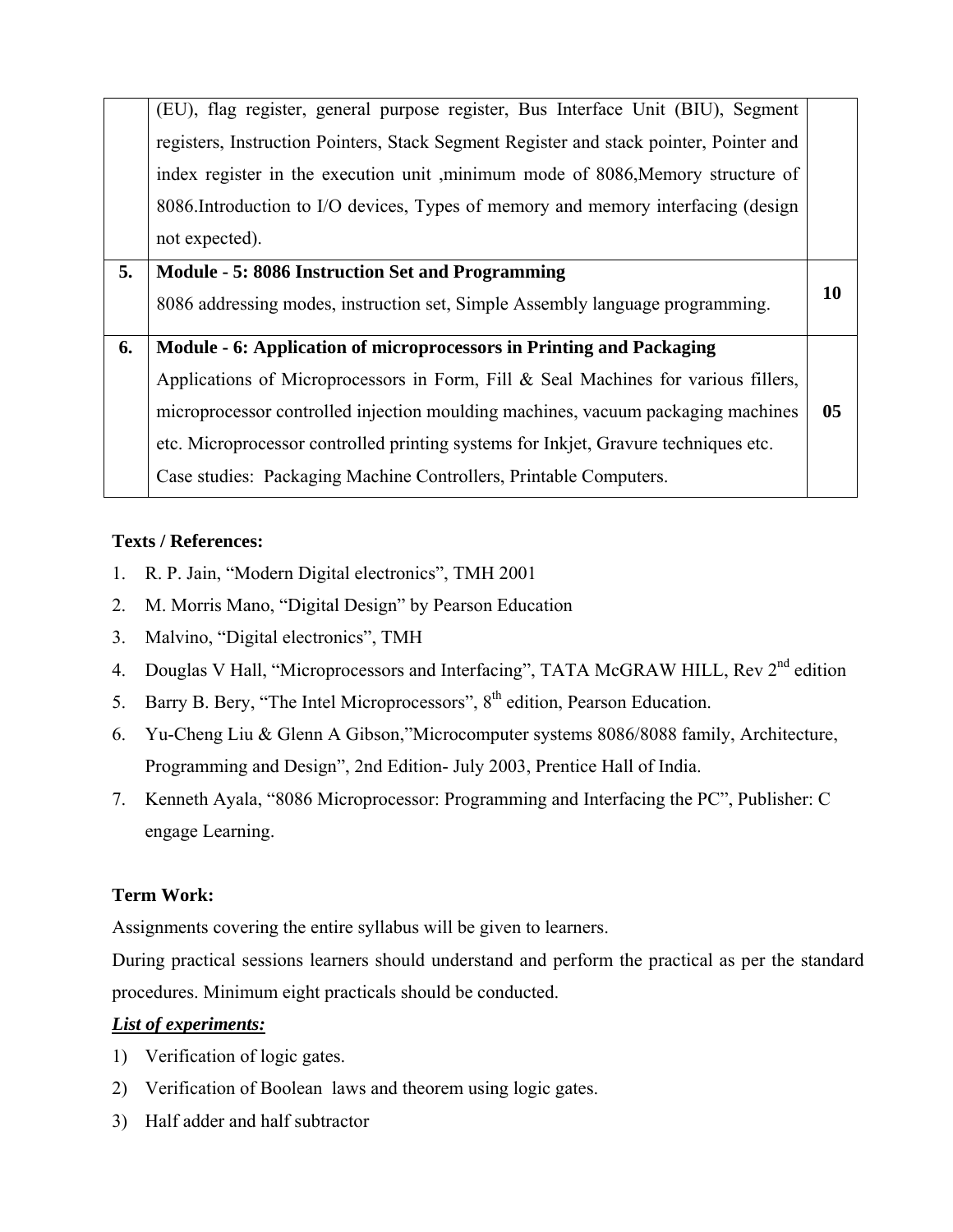| | | |
|---|---|---|
| | (EU), flag register, general purpose register, Bus Interface Unit (BIU), Segment registers, Instruction Pointers, Stack Segment Register and stack pointer, Pointer and index register in the execution unit ,minimum mode of 8086,Memory structure of 8086.Introduction to I/O devices, Types of memory and memory interfacing (design not expected). | |
| **5.** | **Module - 5: 8086 Instruction Set and Programming**<br>8086 addressing modes, instruction set, Simple Assembly language programming. | **10** |
| **6.** | **Module - 6: Application of microprocessors in Printing and Packaging**<br>Applications of Microprocessors in Form, Fill & Seal Machines for various fillers, microprocessor controlled injection moulding machines, vacuum packaging machines etc. Microprocessor controlled printing systems for Inkjet, Gravure techniques etc.<br>Case studies: Packaging Machine Controllers, Printable Computers. | **05** |

**Texts / References:**

1. R. P. Jain, "Modern Digital electronics", TMH 2001
2. M. Morris Mano, "Digital Design" by Pearson Education
3. Malvino, "Digital electronics", TMH
4. Douglas V Hall, "Microprocessors and Interfacing", TATA McGRAW HILL, Rev 2nd edition
5. Barry B. Bery, "The Intel Microprocessors", 8th edition, Pearson Education.
6. Yu-Cheng Liu & Glenn A Gibson,"Microcomputer systems 8086/8088 family, Architecture, Programming and Design", 2nd Edition- July 2003, Prentice Hall of India.
7. Kenneth Ayala, "8086 Microprocessor: Programming and Interfacing the PC", Publisher: C engage Learning.

**Term Work:**

Assignments covering the entire syllabus will be given to learners.

During practical sessions learners should understand and perform the practical as per the standard procedures. Minimum eight practicals should be conducted.

***List of experiments:***

1) Verification of logic gates.
2) Verification of Boolean laws and theorem using logic gates.
3) Half adder and half subtractor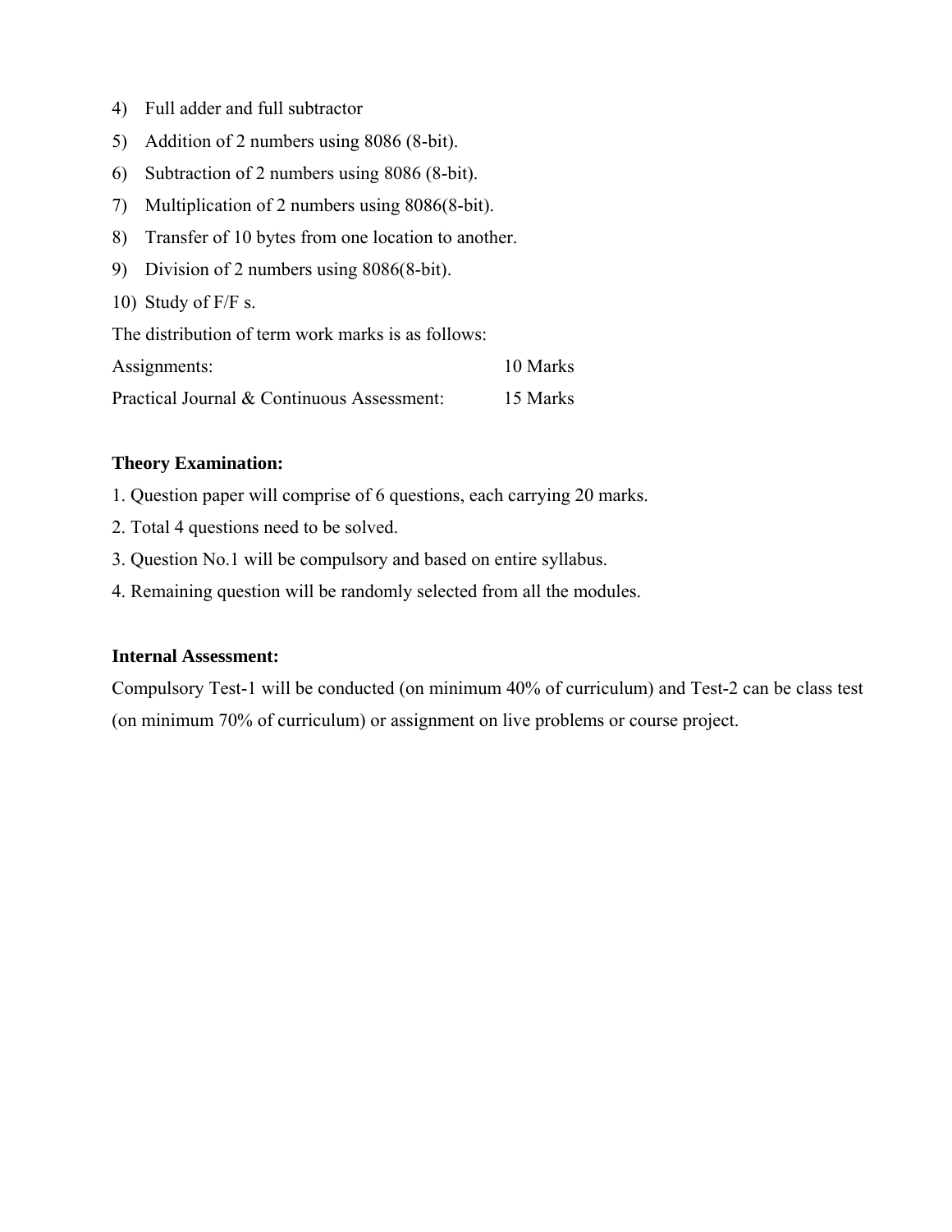4) Full adder and full subtractor
5) Addition of 2 numbers using 8086 (8-bit).
6) Subtraction of 2 numbers using 8086 (8-bit).
7) Multiplication of 2 numbers using 8086(8-bit).
8) Transfer of 10 bytes from one location to another.
9) Division of 2 numbers using 8086(8-bit).
10) Study of F/F s.

The distribution of term work marks is as follows:

| | |
|---|---|
| Assignments: | 10 Marks |
| Practical Journal & Continuous Assessment: | 15 Marks |

**Theory Examination:**

1. Question paper will comprise of 6 questions, each carrying 20 marks.
2. Total 4 questions need to be solved.
3. Question No.1 will be compulsory and based on entire syllabus.
4. Remaining question will be randomly selected from all the modules.

**Internal Assessment:**

Compulsory Test-1 will be conducted (on minimum 40% of curriculum) and Test-2 can be class test (on minimum 70% of curriculum) or assignment on live problems or course project.